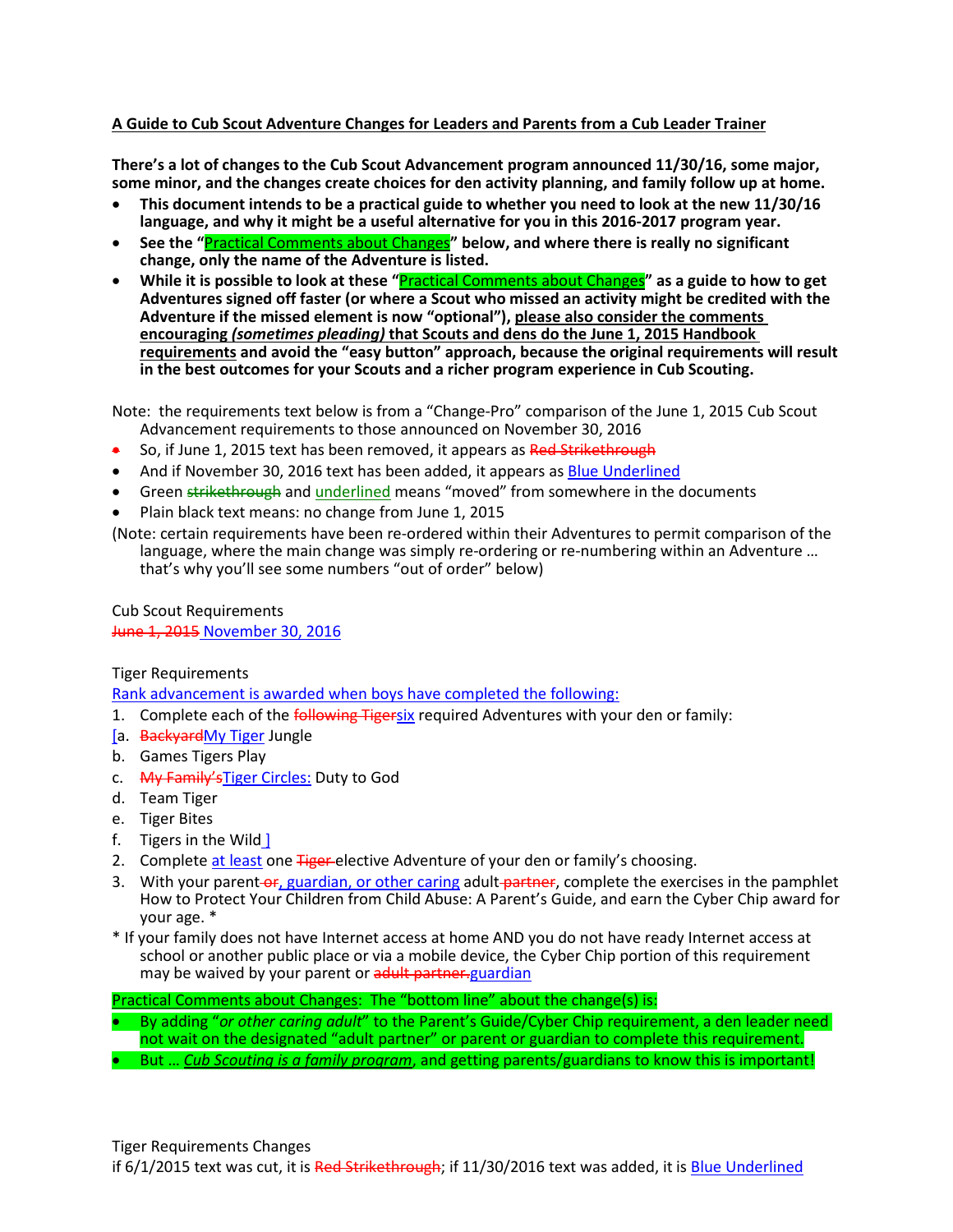**A Guide to Cub Scout Adventure Changes for Leaders and Parents from a Cub Leader Trainer**

**There's a lot of changes to the Cub Scout Advancement program announced 11/30/16, some major, some minor, and the changes create choices for den activity planning, and family follow up at home.**

- **This document intends to be a practical guide to whether you need to look at the new 11/30/16 language, and why it might be a useful alternative for you in this 2016-2017 program year.**
- **See the "Practical Comments about Changes" below, and where there is really no significant change, only the name of the Adventure is listed.**
- **While it is possible to look at these "Practical Comments about Changes" as a guide to how to get Adventures signed off faster (or where a Scout who missed an activity might be credited with the Adventure if the missed element is now "optional"), please also consider the comments encouraging *(sometimes pleading)* that Scouts and dens do the June 1, 2015 Handbook requirements and avoid the "easy button" approach, because the original requirements will result in the best outcomes for your Scouts and a richer program experience in Cub Scouting.**

Note: the requirements text below is from a "Change-Pro" comparison of the June 1, 2015 Cub Scout Advancement requirements to those announced on November 30, 2016

- So, if June 1, 2015 text has been removed, it appears as ~~Red Strikethrough~~
- And if November 30, 2016 text has been added, it appears as Blue Underlined
- Green ~~strikethrough~~ and underlined means "moved" from somewhere in the documents
- Plain black text means: no change from June 1, 2015

(Note: certain requirements have been re-ordered within their Adventures to permit comparison of the language, where the main change was simply re-ordering or re-numbering within an Adventure … that's why you'll see some numbers "out of order" below)

Cub Scout Requirements
~~June 1, 2015~~ November 30, 2016

Tiger Requirements
Rank advancement is awarded when boys have completed the following:

1. Complete each of the ~~following Tiger~~six required Adventures with your den or family:

[a. ~~Backyard~~My Tiger Jungle
b. Games Tigers Play
c. ~~My Family's~~Tiger Circles: Duty to God
d. Team Tiger
e. Tiger Bites
f. Tigers in the Wild ]

2. Complete at least one ~~Tiger~~ elective Adventure of your den or family's choosing.
3. With your parent ~~or~~, guardian, or other caring adult ~~partner~~, complete the exercises in the pamphlet How to Protect Your Children from Child Abuse: A Parent's Guide, and earn the Cyber Chip award for your age. *

* If your family does not have Internet access at home AND you do not have ready Internet access at school or another public place or via a mobile device, the Cyber Chip portion of this requirement may be waived by your parent or ~~adult partner.~~guardian

Practical Comments about Changes: The "bottom line" about the change(s) is:

- By adding "*or other caring adult*" to the Parent's Guide/Cyber Chip requirement, a den leader need not wait on the designated "adult partner" or parent or guardian to complete this requirement.
- But … *Cub Scouting is a family program*, and getting parents/guardians to know this is important!

Tiger Requirements Changes
if 6/1/2015 text was cut, it is ~~Red Strikethrough~~; if 11/30/2016 text was added, it is Blue Underlined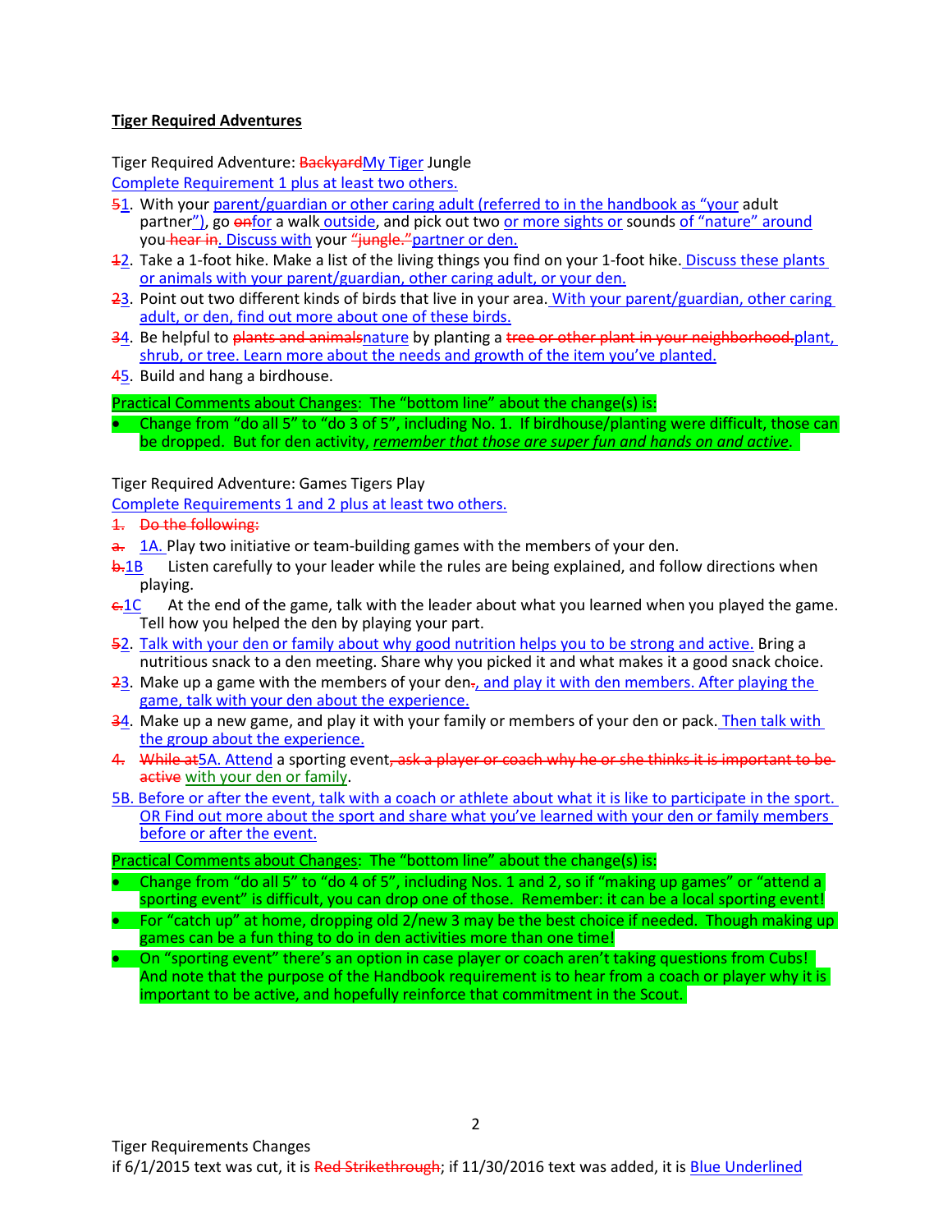**Tiger Required Adventures**

Tiger Required Adventure: ~~Backyard~~My Tiger Jungle

Complete Requirement 1 plus at least two others.

~~5~~1. With your parent/guardian or other caring adult (referred to in the handbook as "your adult partner"), go ~~on~~for a walk outside, and pick out two or more sights or sounds of "nature" around you ~~hear in~~. Discuss with your ~~"jungle."~~partner or den.

~~1~~2. Take a 1-foot hike. Make a list of the living things you find on your 1-foot hike. Discuss these plants or animals with your parent/guardian, other caring adult, or your den.

~~2~~3. Point out two different kinds of birds that live in your area. With your parent/guardian, other caring adult, or den, find out more about one of these birds.

~~3~~4. Be helpful to ~~plants and animals~~nature by planting a ~~tree or other plant in your neighborhood.~~plant, shrub, or tree. Learn more about the needs and growth of the item you've planted.

~~4~~5. Build and hang a birdhouse.

Practical Comments about Changes: The "bottom line" about the change(s) is:

- Change from "do all 5" to "do 3 of 5", including No. 1. If birdhouse/planting were difficult, those can be dropped. But for den activity, *remember that those are super fun and hands on and active*.

Tiger Required Adventure: Games Tigers Play

Complete Requirements 1 and 2 plus at least two others.

~~1. Do the following:~~

~~a.~~ 1A. Play two initiative or team-building games with the members of your den.

~~b.~~1B Listen carefully to your leader while the rules are being explained, and follow directions when playing.

~~c.~~1C At the end of the game, talk with the leader about what you learned when you played the game. Tell how you helped the den by playing your part.

~~5~~2. Talk with your den or family about why good nutrition helps you to be strong and active. Bring a nutritious snack to a den meeting. Share why you picked it and what makes it a good snack choice.

~~2~~3. Make up a game with the members of your den~~.~~, and play it with den members. After playing the game, talk with your den about the experience.

~~3~~4. Make up a new game, and play it with your family or members of your den or pack. Then talk with the group about the experience.

~~4. While at~~5A. Attend a sporting event~~, ask a player or coach why he or she thinks it is important to be active~~ with your den or family.

5B. Before or after the event, talk with a coach or athlete about what it is like to participate in the sport. OR Find out more about the sport and share what you've learned with your den or family members before or after the event.

Practical Comments about Changes: The "bottom line" about the change(s) is:

- Change from "do all 5" to "do 4 of 5", including Nos. 1 and 2, so if "making up games" or "attend a sporting event" is difficult, you can drop one of those. Remember: it can be a local sporting event!
- For "catch up" at home, dropping old 2/new 3 may be the best choice if needed. Though making up games can be a fun thing to do in den activities more than one time!
- On "sporting event" there's an option in case player or coach aren't taking questions from Cubs! And note that the purpose of the Handbook requirement is to hear from a coach or player why it is important to be active, and hopefully reinforce that commitment in the Scout.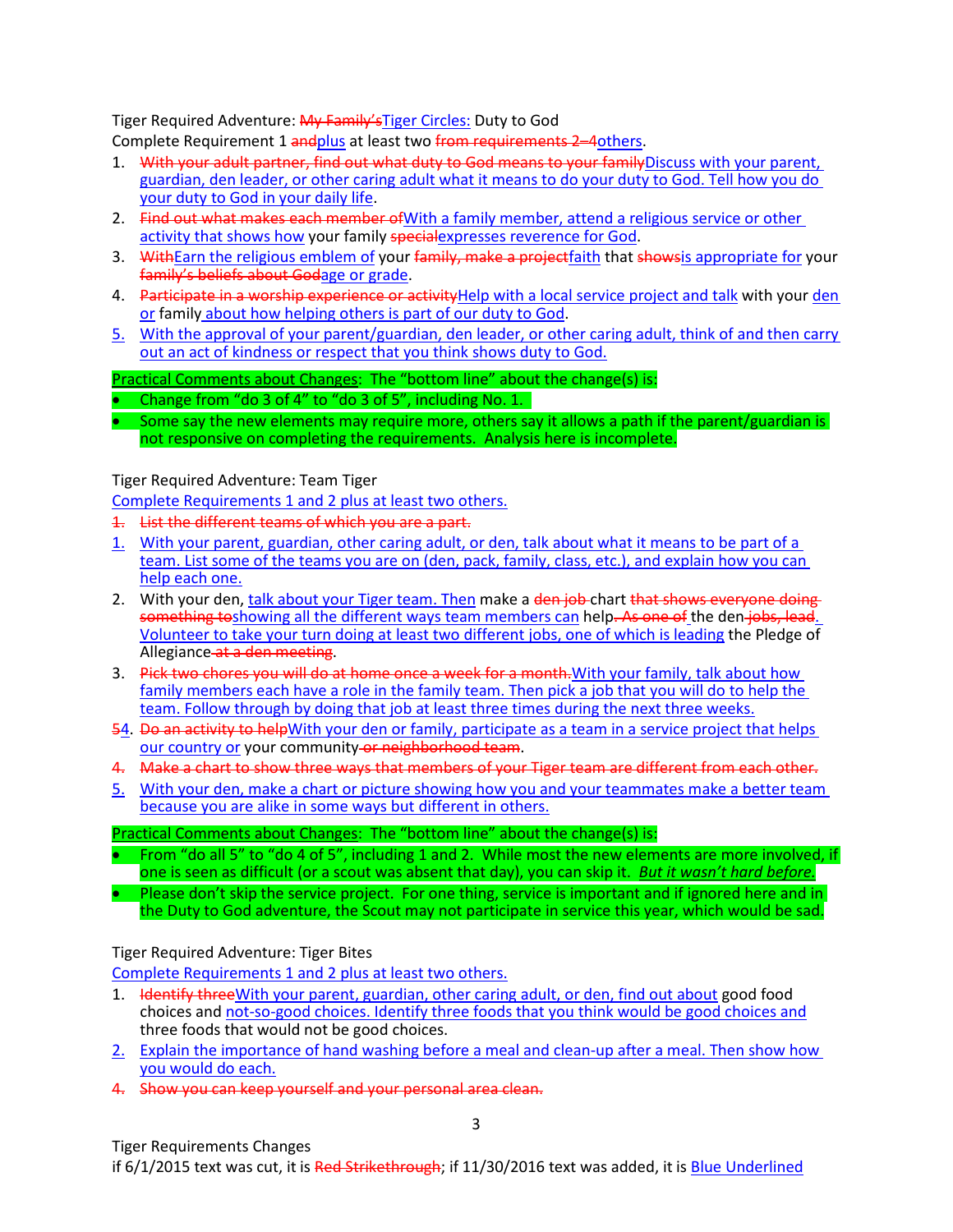Tiger Required Adventure: ~~My Family's~~<u>Tiger Circles:</u> Duty to God

Complete Requirement 1 ~~and~~<u>plus</u> at least two ~~from requirements 2–4~~<u>others</u>.

1. ~~With your adult partner, find out what duty to God means to your family~~<u>Discuss with your parent, guardian, den leader, or other caring adult what it means to do your duty to God. Tell how you do your duty to God in your daily life</u>.
2. ~~Find out what makes each member of~~<u>With a family member, attend a religious service or other activity that shows how</u> your family ~~special~~<u>expresses reverence for God</u>.
3. ~~With~~<u>Earn the religious emblem of</u> your ~~family, make a project~~<u>faith</u> that ~~shows~~<u>is appropriate for</u> your ~~family's beliefs about God~~<u>age or grade</u>.
4. ~~Participate in a worship experience or activity~~<u>Help with a local service project and talk</u> with your <u>den or</u> family <u>about how helping others is part of our duty to God</u>.
5. <u>With the approval of your parent/guardian, den leader, or other caring adult, think of and then carry out an act of kindness or respect that you think shows duty to God.</u>

<u>Practical Comments about Changes</u>: The "bottom line" about the change(s) is:

- Change from "do 3 of 4" to "do 3 of 5", including No. 1.
- Some say the new elements may require more, others say it allows a path if the parent/guardian is not responsive on completing the requirements. Analysis here is incomplete.

Tiger Required Adventure: Team Tiger

<u>Complete Requirements 1 and 2 plus at least two others.</u>

~~1. List the different teams of which you are a part.~~

<u>1.</u> <u>With your parent, guardian, other caring adult, or den, talk about what it means to be part of a team. List some of the teams you are on (den, pack, family, class, etc.), and explain how you can help each one.</u>

2. With your den, <u>talk about your Tiger team. Then</u> make a ~~den job~~ chart ~~that shows everyone doing something to~~<u>showing all the different ways team members can</u> help~~. As one of~~ the den~~ jobs, lead~~<u>. Volunteer to take your turn doing at least two different jobs, one of which is leading</u> the Pledge of Allegiance~~ at a den meeting~~.

3. ~~Pick two chores you will do at home once a week for a month.~~<u>With your family, talk about how family members each have a role in the family team. Then pick a job that you will do to help the team. Follow through by doing that job at least three times during the next three weeks.</u>

~~5~~<u>4</u>. ~~Do an activity to help~~<u>With your den or family, participate as a team in a service project that helps our country or</u> your community~~ or neighborhood team~~.

~~4. Make a chart to show three ways that members of your Tiger team are different from each other.~~

<u>5.</u> <u>With your den, make a chart or picture showing how you and your teammates make a better team because you are alike in some ways but different in others.</u>

<u>Practical Comments about Changes</u>: The "bottom line" about the change(s) is:

- From "do all 5" to "do 4 of 5", including 1 and 2. While most the new elements are more involved, if one is seen as difficult (or a scout was absent that day), you can skip it. *But it wasn't hard before.*
- Please don't skip the service project. For one thing, service is important and if ignored here and in the Duty to God adventure, the Scout may not participate in service this year, which would be sad.

Tiger Required Adventure: Tiger Bites

<u>Complete Requirements 1 and 2 plus at least two others.</u>

1. ~~Identify three~~<u>With your parent, guardian, other caring adult, or den, find out about</u> good food choices and <u>not-so-good choices. Identify three foods that you think would be good choices and</u> three foods that would not be good choices.

<u>2.</u> <u>Explain the importance of hand washing before a meal and clean-up after a meal. Then show how you would do each.</u>

~~4. Show you can keep yourself and your personal area clean.~~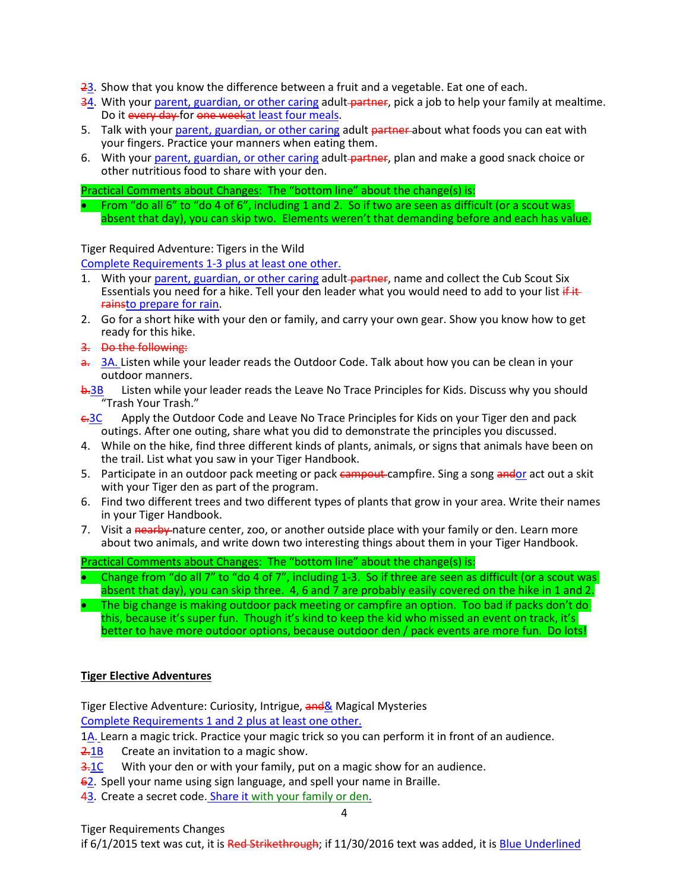~~2~~3. Show that you know the difference between a fruit and a vegetable. Eat one of each.

~~3~~4. With your parent, guardian, or other caring adult ~~partner~~, pick a job to help your family at mealtime. Do it ~~every day~~ for ~~one week~~at least four meals.

5. Talk with your parent, guardian, or other caring adult ~~partner~~ about what foods you can eat with your fingers. Practice your manners when eating them.

6. With your parent, guardian, or other caring adult ~~partner~~, plan and make a good snack choice or other nutritious food to share with your den.

Practical Comments about Changes: The "bottom line" about the change(s) is:

- From "do all 6" to "do 4 of 6", including 1 and 2. So if two are seen as difficult (or a scout was absent that day), you can skip two. Elements weren't that demanding before and each has value.

Tiger Required Adventure: Tigers in the Wild

Complete Requirements 1-3 plus at least one other.

1. With your parent, guardian, or other caring adult ~~partner~~, name and collect the Cub Scout Six Essentials you need for a hike. Tell your den leader what you would need to add to your list ~~if it rains~~to prepare for rain.

2. Go for a short hike with your den or family, and carry your own gear. Show you know how to get ready for this hike.

~~3. Do the following:~~

~~a.~~ 3A. Listen while your leader reads the Outdoor Code. Talk about how you can be clean in your outdoor manners.

~~b.~~3B Listen while your leader reads the Leave No Trace Principles for Kids. Discuss why you should "Trash Your Trash."

~~c.~~3C Apply the Outdoor Code and Leave No Trace Principles for Kids on your Tiger den and pack outings. After one outing, share what you did to demonstrate the principles you discussed.

4. While on the hike, find three different kinds of plants, animals, or signs that animals have been on the trail. List what you saw in your Tiger Handbook.

5. Participate in an outdoor pack meeting or pack ~~campout~~ campfire. Sing a song ~~and~~or act out a skit with your Tiger den as part of the program.

6. Find two different trees and two different types of plants that grow in your area. Write their names in your Tiger Handbook.

7. Visit a ~~nearby~~ nature center, zoo, or another outside place with your family or den. Learn more about two animals, and write down two interesting things about them in your Tiger Handbook.

Practical Comments about Changes: The "bottom line" about the change(s) is:

- Change from "do all 7" to "do 4 of 7", including 1-3. So if three are seen as difficult (or a scout was absent that day), you can skip three. 4, 6 and 7 are probably easily covered on the hike in 1 and 2.
- The big change is making outdoor pack meeting or campfire an option. Too bad if packs don't do this, because it's super fun. Though it's kind to keep the kid who missed an event on track, it's better to have more outdoor options, because outdoor den / pack events are more fun. Do lots!

**Tiger Elective Adventures**

Tiger Elective Adventure: Curiosity, Intrigue, ~~and~~& Magical Mysteries

Complete Requirements 1 and 2 plus at least one other.

1A. Learn a magic trick. Practice your magic trick so you can perform it in front of an audience.

~~2.~~1B Create an invitation to a magic show.

~~3.~~1C With your den or with your family, put on a magic show for an audience.

~~6~~2. Spell your name using sign language, and spell your name in Braille.

~~4~~3. Create a secret code. Share it with your family or den.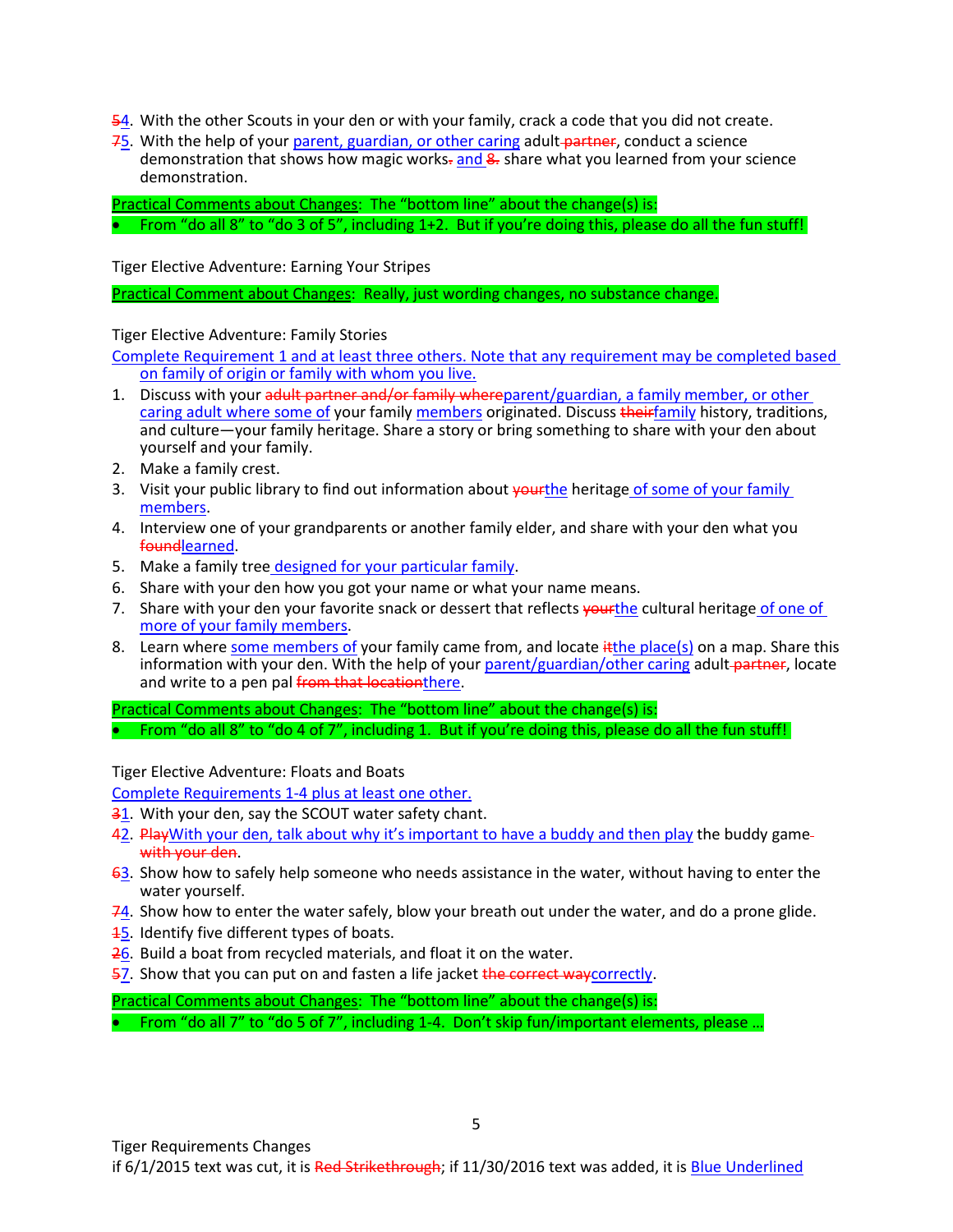~~5~~<u>4</u>. With the other Scouts in your den or with your family, crack a code that you did not create.

~~7~~<u>5</u>. With the help of your <u>parent, guardian, or other caring</u> adult ~~partner~~, conduct a science demonstration that shows how magic works~~.~~ <u>and</u> ~~8.~~ share what you learned from your science demonstration.

<u>Practical Comments about Changes</u>: The "bottom line" about the change(s) is:

- From "do all 8" to "do 3 of 5", including 1+2. But if you're doing this, please do all the fun stuff!

Tiger Elective Adventure: Earning Your Stripes

<u>Practical Comment about Changes</u>: Really, just wording changes, no substance change.

Tiger Elective Adventure: Family Stories

<u>Complete Requirement 1 and at least three others. Note that any requirement may be completed based on family of origin or family with whom you live.</u>

1. Discuss with your ~~adult partner and/or family where~~<u>parent/guardian, a family member, or other caring adult where some of</u> your family <u>members</u> originated. Discuss ~~their~~<u>family</u> history, traditions, and culture—your family heritage. Share a story or bring something to share with your den about yourself and your family.
2. Make a family crest.
3. Visit your public library to find out information about ~~your~~<u>the</u> heritage <u>of some of your family members</u>.
4. Interview one of your grandparents or another family elder, and share with your den what you ~~found~~<u>learned</u>.
5. Make a family tree <u>designed for your particular family</u>.
6. Share with your den how you got your name or what your name means.
7. Share with your den your favorite snack or dessert that reflects ~~your~~<u>the</u> cultural heritage <u>of one of more of your family members</u>.
8. Learn where <u>some members of</u> your family came from, and locate ~~it~~<u>the place(s)</u> on a map. Share this information with your den. With the help of your <u>parent/guardian/other caring</u> adult ~~partner~~, locate and write to a pen pal ~~from that location~~<u>there</u>.

<u>Practical Comments about Changes</u>: The "bottom line" about the change(s) is:

- From "do all 8" to "do 4 of 7", including 1. But if you're doing this, please do all the fun stuff!

Tiger Elective Adventure: Floats and Boats

<u>Complete Requirements 1-4 plus at least one other.</u>

~~3~~<u>1</u>. With your den, say the SCOUT water safety chant.

~~4~~<u>2</u>. ~~Play~~<u>With your den, talk about why it's important to have a buddy and then play</u> the buddy game ~~with your den~~.

~~6~~<u>3</u>. Show how to safely help someone who needs assistance in the water, without having to enter the water yourself.

~~7~~<u>4</u>. Show how to enter the water safely, blow your breath out under the water, and do a prone glide.

~~1~~<u>5</u>. Identify five different types of boats.

~~2~~<u>6</u>. Build a boat from recycled materials, and float it on the water.

~~5~~<u>7</u>. Show that you can put on and fasten a life jacket ~~the correct way~~<u>correctly</u>.

<u>Practical Comments about Changes</u>: The "bottom line" about the change(s) is:

- From "do all 7" to "do 5 of 7", including 1-4. Don't skip fun/important elements, please …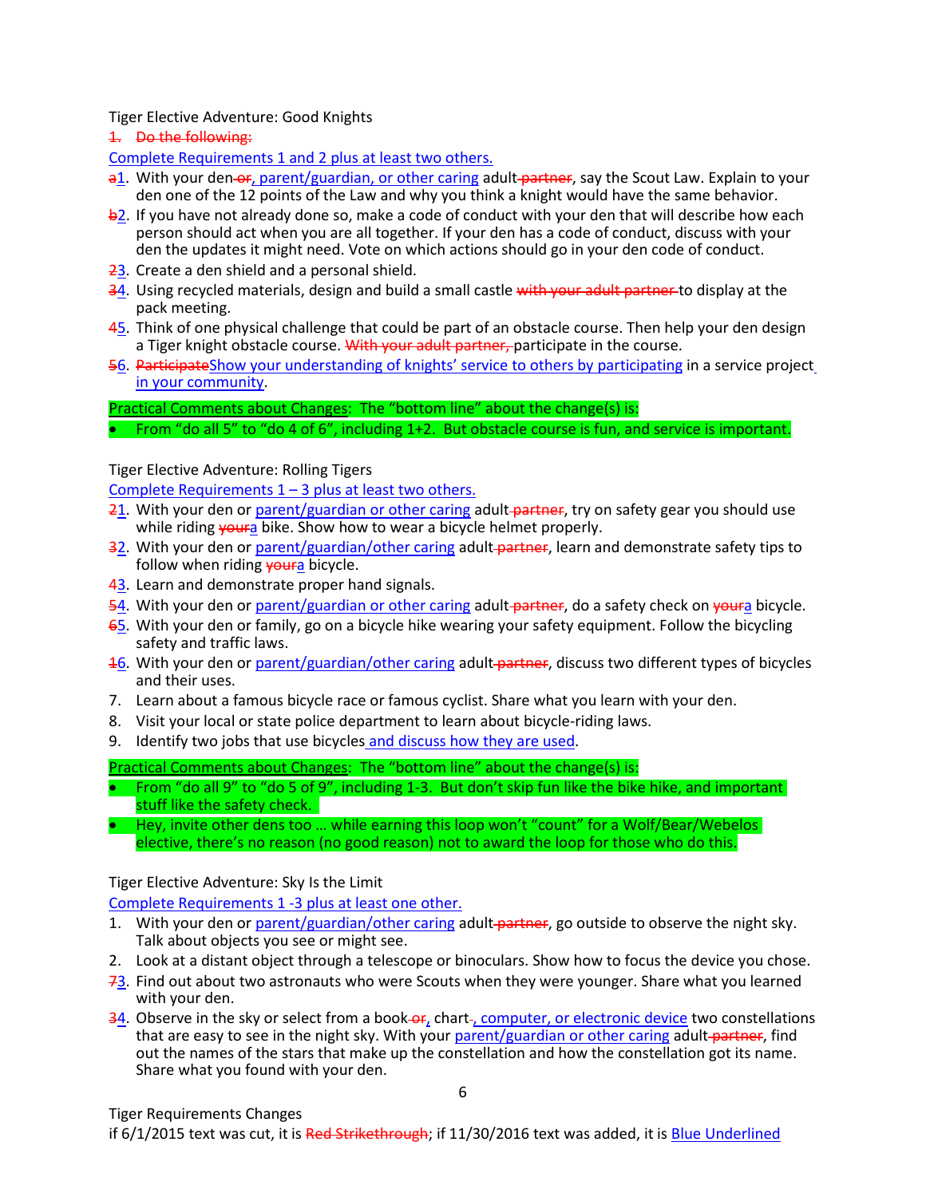Tiger Elective Adventure: Good Knights

~~1. Do the following:~~

Complete Requirements 1 and 2 plus at least two others.

~~a~~1. With your den ~~or~~, parent/guardian, or other caring adult ~~partner~~, say the Scout Law. Explain to your den one of the 12 points of the Law and why you think a knight would have the same behavior.

~~b~~2. If you have not already done so, make a code of conduct with your den that will describe how each person should act when you are all together. If your den has a code of conduct, discuss with your den the updates it might need. Vote on which actions should go in your den code of conduct.

~~2~~3. Create a den shield and a personal shield.

~~3~~4. Using recycled materials, design and build a small castle ~~with your adult partner~~ to display at the pack meeting.

~~4~~5. Think of one physical challenge that could be part of an obstacle course. Then help your den design a Tiger knight obstacle course. ~~With your adult partner,~~ participate in the course.

~~5~~6. ~~Participate~~Show your understanding of knights' service to others by participating in a service project in your community.

Practical Comments about Changes: The "bottom line" about the change(s) is:

- From "do all 5" to "do 4 of 6", including 1+2. But obstacle course is fun, and service is important.

Tiger Elective Adventure: Rolling Tigers

Complete Requirements 1 – 3 plus at least two others.

~~2~~1. With your den or parent/guardian or other caring adult ~~partner~~, try on safety gear you should use while riding ~~your~~a bike. Show how to wear a bicycle helmet properly.

~~3~~2. With your den or parent/guardian/other caring adult ~~partner~~, learn and demonstrate safety tips to follow when riding ~~your~~a bicycle.

~~4~~3. Learn and demonstrate proper hand signals.

~~5~~4. With your den or parent/guardian or other caring adult ~~partner~~, do a safety check on ~~your~~a bicycle.

~~6~~5. With your den or family, go on a bicycle hike wearing your safety equipment. Follow the bicycling safety and traffic laws.

~~1~~6. With your den or parent/guardian/other caring adult ~~partner~~, discuss two different types of bicycles and their uses.

7. Learn about a famous bicycle race or famous cyclist. Share what you learn with your den.
8. Visit your local or state police department to learn about bicycle-riding laws.
9. Identify two jobs that use bicycles and discuss how they are used.

Practical Comments about Changes: The "bottom line" about the change(s) is:

- From "do all 9" to "do 5 of 9", including 1-3. But don't skip fun like the bike hike, and important stuff like the safety check.
- Hey, invite other dens too … while earning this loop won't "count" for a Wolf/Bear/Webelos elective, there's no reason (no good reason) not to award the loop for those who do this.

Tiger Elective Adventure: Sky Is the Limit

Complete Requirements 1 -3 plus at least one other.

1. With your den or parent/guardian/other caring adult ~~partner~~, go outside to observe the night sky. Talk about objects you see or might see.
2. Look at a distant object through a telescope or binoculars. Show how to focus the device you chose.

~~7~~3. Find out about two astronauts who were Scouts when they were younger. Share what you learned with your den.

~~3~~4. Observe in the sky or select from a book ~~or~~, chart~~.~~, computer, or electronic device two constellations that are easy to see in the night sky. With your parent/guardian or other caring adult ~~partner~~, find out the names of the stars that make up the constellation and how the constellation got its name. Share what you found with your den.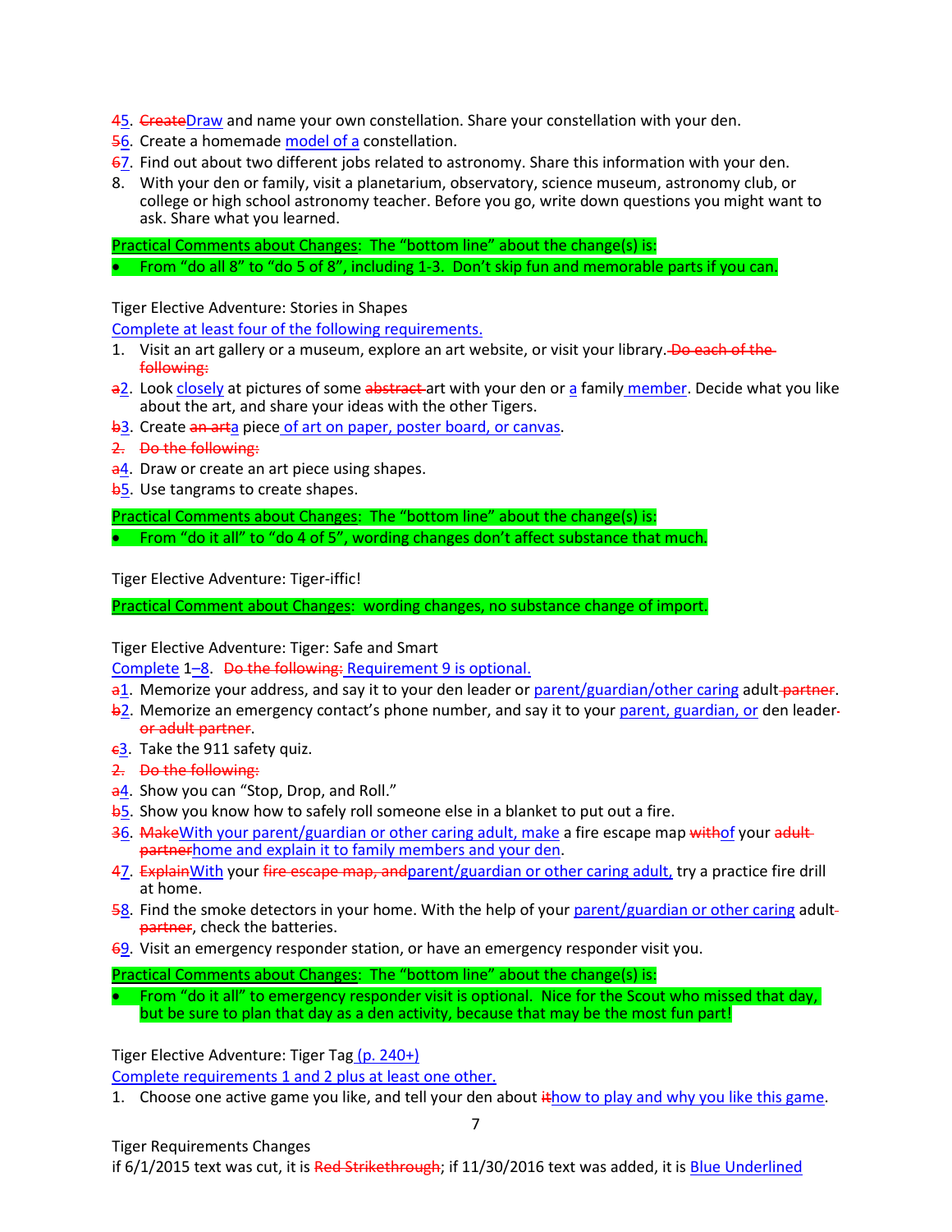~~4~~<u>5</u>. ~~Create~~<u>Draw</u> and name your own constellation. Share your constellation with your den.

~~5~~<u>6</u>. Create a homemade <u>model of a</u> constellation.

~~6~~<u>7</u>. Find out about two different jobs related to astronomy. Share this information with your den.

8. With your den or family, visit a planetarium, observatory, science museum, astronomy club, or college or high school astronomy teacher. Before you go, write down questions you might want to ask. Share what you learned.

<u>Practical Comments about Changes</u>: The "bottom line" about the change(s) is:

- From "do all 8" to "do 5 of 8", including 1-3. Don't skip fun and memorable parts if you can.

Tiger Elective Adventure: Stories in Shapes

<u>Complete at least four of the following requirements.</u>

1. Visit an art gallery or a museum, explore an art website, or visit your library. ~~Do each of the following:~~

~~a~~<u>2</u>. Look <u>closely</u> at pictures of some ~~abstract~~ art with your den or <u>a</u> family <u>member</u>. Decide what you like about the art, and share your ideas with the other Tigers.

~~b~~<u>3</u>. Create ~~an art~~<u>a</u> piece <u>of art on paper, poster board, or canvas</u>.

~~2. Do the following:~~

~~a~~<u>4</u>. Draw or create an art piece using shapes.

~~b~~<u>5</u>. Use tangrams to create shapes.

<u>Practical Comments about Changes</u>: The "bottom line" about the change(s) is:

- From "do it all" to "do 4 of 5", wording changes don't affect substance that much.

Tiger Elective Adventure: Tiger-iffic!

<u>Practical Comment about Changes</u>: wording changes, no substance change of import.

Tiger Elective Adventure: Tiger: Safe and Smart

<u>Complete</u> 1<u>–8</u>. ~~Do the following:~~ <u>Requirement 9 is optional.</u>

~~a~~<u>1</u>. Memorize your address, and say it to your den leader or <u>parent/guardian/other caring</u> adult ~~partner~~.

~~b~~<u>2</u>. Memorize an emergency contact's phone number, and say it to your <u>parent, guardian, or</u> den leader ~~or adult partner~~.

~~c~~<u>3</u>. Take the 911 safety quiz.

~~2. Do the following:~~

~~a~~<u>4</u>. Show you can "Stop, Drop, and Roll."

~~b~~<u>5</u>. Show you know how to safely roll someone else in a blanket to put out a fire.

~~3~~<u>6</u>. ~~Make~~<u>With your parent/guardian or other caring adult, make</u> a fire escape map ~~with~~<u>of</u> your ~~adult partner~~<u>home and explain it to family members and your den</u>.

~~4~~<u>7</u>. ~~Explain~~<u>With</u> your ~~fire escape map, and~~<u>parent/guardian or other caring adult,</u> try a practice fire drill at home.

~~5~~<u>8</u>. Find the smoke detectors in your home. With the help of your <u>parent/guardian or other caring</u> adult ~~partner~~, check the batteries.

~~6~~<u>9</u>. Visit an emergency responder station, or have an emergency responder visit you.

<u>Practical Comments about Changes</u>: The "bottom line" about the change(s) is:

- From "do it all" to emergency responder visit is optional. Nice for the Scout who missed that day, but be sure to plan that day as a den activity, because that may be the most fun part!

Tiger Elective Adventure: Tiger Tag <u>(p. 240+)</u>

<u>Complete requirements 1 and 2 plus at least one other.</u>

1. Choose one active game you like, and tell your den about ~~it~~<u>how to play and why you like this game</u>.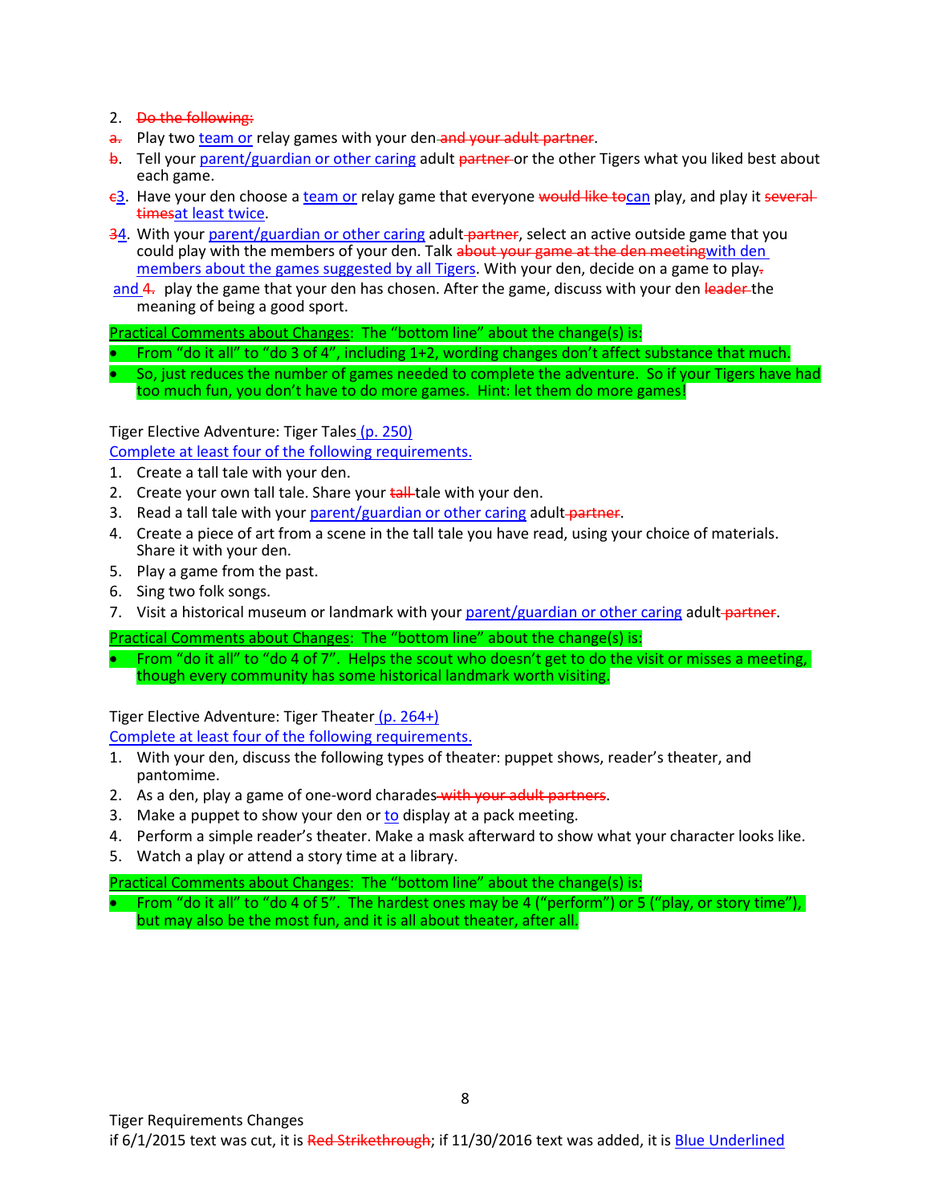2. ~~Do the following:~~
~~a.~~ Play two <u>team or</u> relay games with your den~~ and your adult partner~~.
~~b~~. Tell your <u>parent/guardian or other caring</u> adult ~~partner~~ or the other Tigers what you liked best about each game.
~~c~~<u>3</u>. Have your den choose a <u>team or</u> relay game that everyone ~~would like to~~<u>can</u> play, and play it ~~several times~~<u>at least twice</u>.
~~3~~<u>4</u>. With your <u>parent/guardian or other caring</u> adult ~~partner~~, select an active outside game that you could play with the members of your den. Talk ~~about your game at the den meeting~~<u>with den members about the games suggested by all Tigers</u>. With your den, decide on a game to play~~.~~ <u>and</u> ~~4.~~ play the game that your den has chosen. After the game, discuss with your den ~~leader~~ the meaning of being a good sport.

Practical Comments about Changes: The "bottom line" about the change(s) is:

- From "do it all" to "do 3 of 4", including 1+2, wording changes don't affect substance that much.
- So, just reduces the number of games needed to complete the adventure. So if your Tigers have had too much fun, you don't have to do more games. Hint: let them do more games!

Tiger Elective Adventure: Tiger Tales <u>(p. 250)</u>
<u>Complete at least four of the following requirements.</u>

1. Create a tall tale with your den.
2. Create your own tall tale. Share your ~~tall~~ tale with your den.
3. Read a tall tale with your <u>parent/guardian or other caring</u> adult ~~partner~~.
4. Create a piece of art from a scene in the tall tale you have read, using your choice of materials. Share it with your den.
5. Play a game from the past.
6. Sing two folk songs.
7. Visit a historical museum or landmark with your <u>parent/guardian or other caring</u> adult ~~partner~~.

Practical Comments about Changes: The "bottom line" about the change(s) is:

- From "do it all" to "do 4 of 7". Helps the scout who doesn't get to do the visit or misses a meeting, though every community has some historical landmark worth visiting.

Tiger Elective Adventure: Tiger Theater <u>(p. 264+)</u>
<u>Complete at least four of the following requirements.</u>

1. With your den, discuss the following types of theater: puppet shows, reader's theater, and pantomime.
2. As a den, play a game of one-word charades ~~with your adult partners~~.
3. Make a puppet to show your den or <u>to</u> display at a pack meeting.
4. Perform a simple reader's theater. Make a mask afterward to show what your character looks like.
5. Watch a play or attend a story time at a library.

Practical Comments about Changes: The "bottom line" about the change(s) is:

- From "do it all" to "do 4 of 5". The hardest ones may be 4 ("perform") or 5 ("play, or story time"), but may also be the most fun, and it is all about theater, after all.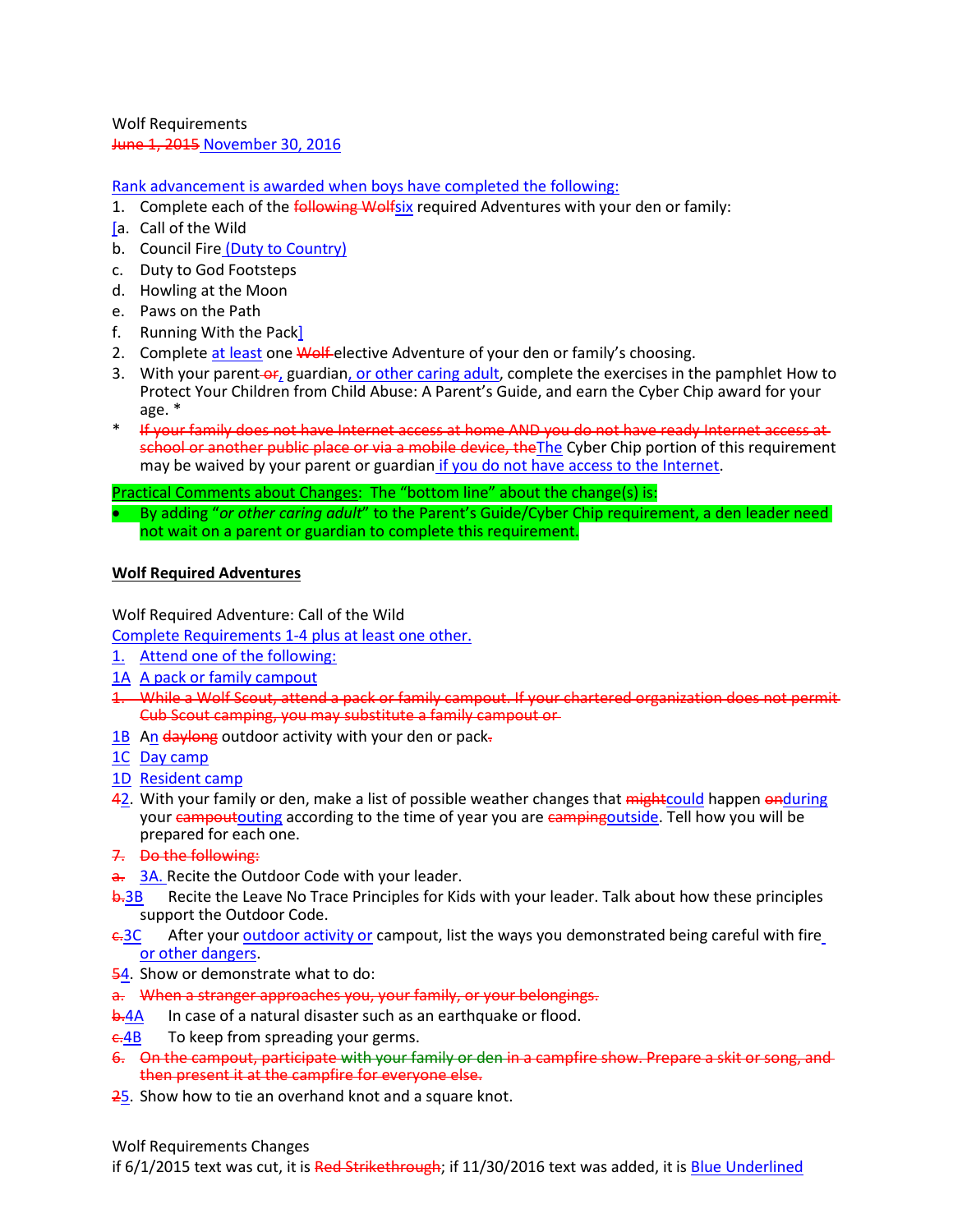Wolf Requirements
~~June 1, 2015~~ November 30, 2016

Rank advancement is awarded when boys have completed the following:

1. Complete each of the ~~following Wolf~~six required Adventures with your den or family:
[a. Call of the Wild
b. Council Fire (Duty to Country)
c. Duty to God Footsteps
d. Howling at the Moon
e. Paws on the Path
f. Running With the Pack]
2. Complete at least one ~~Wolf~~ elective Adventure of your den or family's choosing.
3. With your parent ~~or~~, guardian, or other caring adult, complete the exercises in the pamphlet How to Protect Your Children from Child Abuse: A Parent's Guide, and earn the Cyber Chip award for your age. *

\* ~~If your family does not have Internet access at home AND you do not have ready Internet access at school or another public place or via a mobile device, the~~The Cyber Chip portion of this requirement may be waived by your parent or guardian if you do not have access to the Internet.

Practical Comments about Changes: The "bottom line" about the change(s) is:

- By adding "*or other caring adult*" to the Parent's Guide/Cyber Chip requirement, a den leader need not wait on a parent or guardian to complete this requirement.

**Wolf Required Adventures**

Wolf Required Adventure: Call of the Wild
Complete Requirements 1-4 plus at least one other.

1. Attend one of the following:
1A A pack or family campout
~~1. While a Wolf Scout, attend a pack or family campout. If your chartered organization does not permit Cub Scout camping, you may substitute a family campout or~~
1B An ~~daylong~~ outdoor activity with your den or pack~~.~~
1C Day camp
1D Resident camp

~~4~~2. With your family or den, make a list of possible weather changes that ~~might~~could happen ~~on~~during your ~~campout~~outing according to the time of year you are ~~camping~~outside. Tell how you will be prepared for each one.

~~7. Do the following:~~
~~a.~~ 3A. Recite the Outdoor Code with your leader.
~~b.~~3B Recite the Leave No Trace Principles for Kids with your leader. Talk about how these principles support the Outdoor Code.
~~c.~~3C After your outdoor activity or campout, list the ways you demonstrated being careful with fire or other dangers.

~~5~~4. Show or demonstrate what to do:
~~a. When a stranger approaches you, your family, or your belongings.~~
~~b.~~4A In case of a natural disaster such as an earthquake or flood.
~~c.~~4B To keep from spreading your germs.

~~6. On the campout, participate with your family or den in a campfire show. Prepare a skit or song, and then present it at the campfire for everyone else.~~

~~2~~5. Show how to tie an overhand knot and a square knot.

Wolf Requirements Changes
if 6/1/2015 text was cut, it is ~~Red Strikethrough~~; if 11/30/2016 text was added, it is Blue Underlined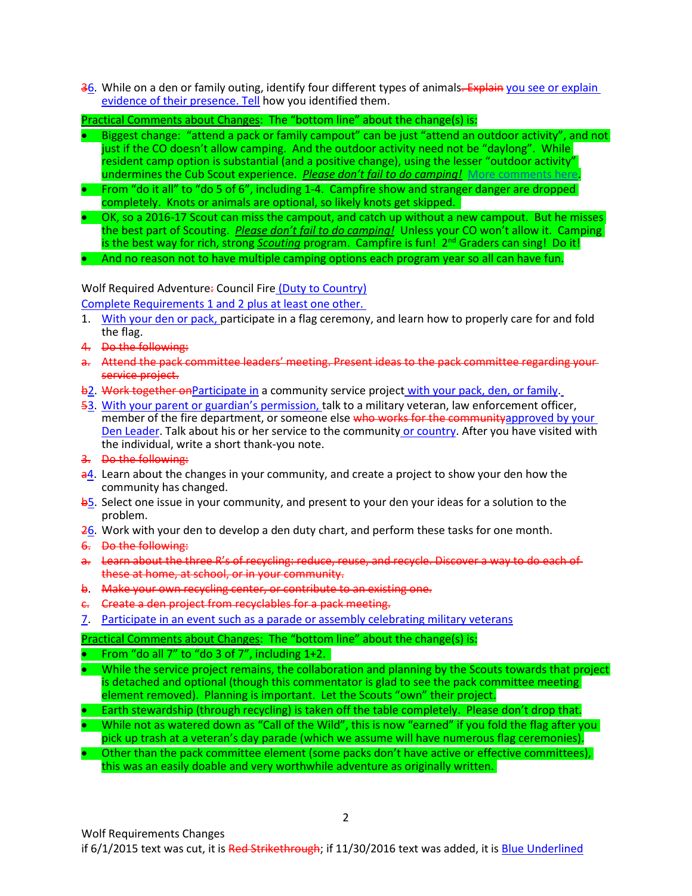~~3~~6. While on a den or family outing, identify four different types of animals~~. Explain~~ you see or explain evidence of their presence. Tell how you identified them.

Practical Comments about Changes: The "bottom line" about the change(s) is:

- Biggest change: "attend a pack or family campout" can be just "attend an outdoor activity", and not just if the CO doesn't allow camping. And the outdoor activity need not be "daylong". While resident camp option is substantial (and a positive change), using the lesser "outdoor activity" undermines the Cub Scout experience. ***Please don't fail to do camping!*** More comments here.
- From "do it all" to "do 5 of 6", including 1-4. Campfire show and stranger danger are dropped completely. Knots or animals are optional, so likely knots get skipped.
- OK, so a 2016-17 Scout can miss the campout, and catch up without a new campout. But he misses the best part of Scouting. ***Please don't fail to do camping!*** Unless your CO won't allow it. Camping is the best way for rich, strong *Scouting* program. Campfire is fun! 2nd Graders can sing! Do it!
- And no reason not to have multiple camping options each program year so all can have fun.

Wolf Required Adventure~~:~~ Council Fire (Duty to Country)

Complete Requirements 1 and 2 plus at least one other.

1. With your den or pack, participate in a flag ceremony, and learn how to properly care for and fold the flag.

~~4. Do the following:~~

~~a. Attend the pack committee leaders' meeting. Present ideas to the pack committee regarding your service project.~~

~~b~~2. ~~Work together on~~Participate in a community service project with your pack, den, or family.

~~5~~3. With your parent or guardian's permission, talk to a military veteran, law enforcement officer, member of the fire department, or someone else ~~who works for the community~~approved by your Den Leader. Talk about his or her service to the community or country. After you have visited with the individual, write a short thank-you note.

~~3. Do the following:~~

~~a~~4. Learn about the changes in your community, and create a project to show your den how the community has changed.

~~b~~5. Select one issue in your community, and present to your den your ideas for a solution to the problem.

~~2~~6. Work with your den to develop a den duty chart, and perform these tasks for one month.

~~6. Do the following:~~

~~a. Learn about the three R's of recycling: reduce, reuse, and recycle. Discover a way to do each of these at home, at school, or in your community.~~

~~b. Make your own recycling center, or contribute to an existing one.~~

~~c. Create a den project from recyclables for a pack meeting.~~

7. Participate in an event such as a parade or assembly celebrating military veterans

Practical Comments about Changes: The "bottom line" about the change(s) is:

- From "do all 7" to "do 3 of 7", including 1+2.
- While the service project remains, the collaboration and planning by the Scouts towards that project is detached and optional (though this commentator is glad to see the pack committee meeting element removed). Planning is important. Let the Scouts "own" their project.
- Earth stewardship (through recycling) is taken off the table completely. Please don't drop that.
- While not as watered down as "Call of the Wild", this is now "earned" if you fold the flag after you pick up trash at a veteran's day parade (which we assume will have numerous flag ceremonies).
- Other than the pack committee element (some packs don't have active or effective committees), this was an easily doable and very worthwhile adventure as originally written.

Wolf Requirements Changes
if 6/1/2015 text was cut, it is ~~Red Strikethrough~~; if 11/30/2016 text was added, it is Blue Underlined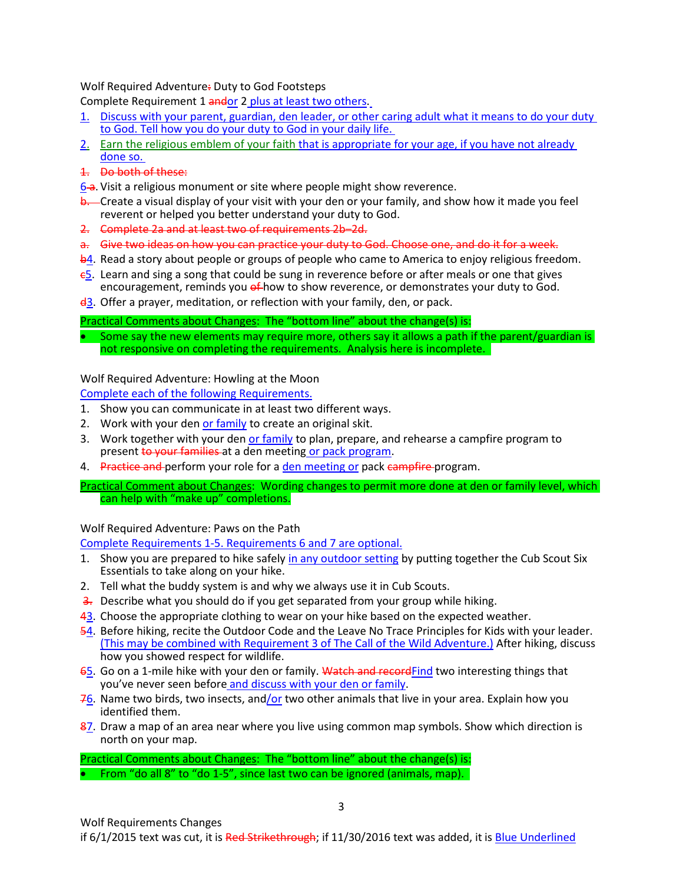Wolf Required Adventure~~:~~ Duty to God Footsteps

Complete Requirement 1 ~~and~~<u>or</u> 2<u> plus at least two others</u>.

1. <u>Discuss with your parent, guardian, den leader, or other caring adult what it means to do your duty to God. Tell how you do your duty to God in your daily life.</u>
2. <u>Earn the religious emblem of your faith that is appropriate for your age, if you have not already done so.</u>

~~1. Do both of these:~~

<u>6</u>~~a~~. Visit a religious monument or site where people might show reverence.

~~b.~~ Create a visual display of your visit with your den or your family, and show how it made you feel reverent or helped you better understand your duty to God.

~~2. Complete 2a and at least two of requirements 2b–2d.~~

~~a. Give two ideas on how you can practice your duty to God. Choose one, and do it for a week.~~

~~b~~<u>4</u>. Read a story about people or groups of people who came to America to enjoy religious freedom.

~~c~~<u>5</u>. Learn and sing a song that could be sung in reverence before or after meals or one that gives encouragement, reminds you ~~of~~ how to show reverence, or demonstrates your duty to God.

~~d~~<u>3</u>. Offer a prayer, meditation, or reflection with your family, den, or pack.

<u>Practical Comments about Changes</u>: The "bottom line" about the change(s) is:

- Some say the new elements may require more, others say it allows a path if the parent/guardian is not responsive on completing the requirements. Analysis here is incomplete.

Wolf Required Adventure: Howling at the Moon

<u>Complete each of the following Requirements.</u>

1. Show you can communicate in at least two different ways.
2. Work with your den <u>or family</u> to create an original skit.
3. Work together with your den <u>or family</u> to plan, prepare, and rehearse a campfire program to present ~~to your families~~ at a den meeting<u> or pack program</u>.
4. ~~Practice and~~ perform your role for a <u>den meeting or</u> pack ~~campfire~~ program.

<u>Practical Comment about Changes</u>: Wording changes to permit more done at den or family level, which can help with "make up" completions.

Wolf Required Adventure: Paws on the Path

<u>Complete Requirements 1-5. Requirements 6 and 7 are optional.</u>

1. Show you are prepared to hike safely <u>in any outdoor setting</u> by putting together the Cub Scout Six Essentials to take along on your hike.
2. Tell what the buddy system is and why we always use it in Cub Scouts.

~~3.~~ Describe what you should do if you get separated from your group while hiking.

~~4~~<u>3</u>. Choose the appropriate clothing to wear on your hike based on the expected weather.

~~5~~<u>4</u>. Before hiking, recite the Outdoor Code and the Leave No Trace Principles for Kids with your leader. <u>(This may be combined with Requirement 3 of The Call of the Wild Adventure.)</u> After hiking, discuss how you showed respect for wildlife.

~~6~~<u>5</u>. Go on a 1-mile hike with your den or family. ~~Watch and record~~<u>Find</u> two interesting things that you've never seen before<u> and discuss with your den or family</u>.

~~7~~<u>6</u>. Name two birds, two insects, and<u>/or</u> two other animals that live in your area. Explain how you identified them.

~~8~~<u>7</u>. Draw a map of an area near where you live using common map symbols. Show which direction is north on your map.

<u>Practical Comments about Changes</u>: The "bottom line" about the change(s) is:

- From "do all 8" to "do 1-5", since last two can be ignored (animals, map).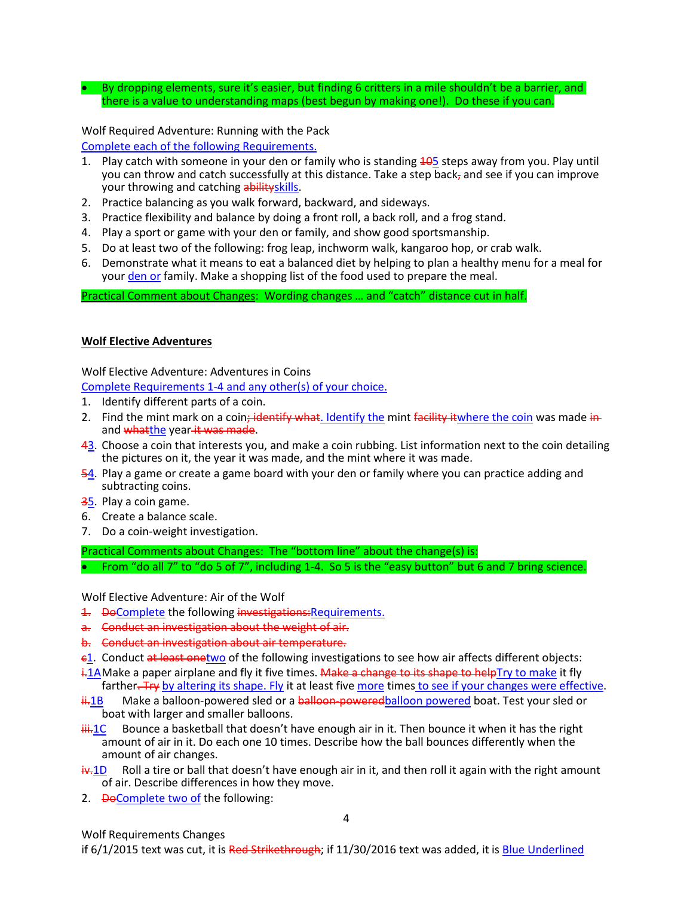- By dropping elements, sure it's easier, but finding 6 critters in a mile shouldn't be a barrier, and there is a value to understanding maps (best begun by making one!). Do these if you can.

Wolf Required Adventure: Running with the Pack

<u>Complete each of the following Requirements.</u>

1. Play catch with someone in your den or family who is standing ~~10~~<u>5</u> steps away from you. Play until you can throw and catch successfully at this distance. Take a step back~~,~~ and see if you can improve your throwing and catching ~~ability~~<u>skills</u>.
2. Practice balancing as you walk forward, backward, and sideways.
3. Practice flexibility and balance by doing a front roll, a back roll, and a frog stand.
4. Play a sport or game with your den or family, and show good sportsmanship.
5. Do at least two of the following: frog leap, inchworm walk, kangaroo hop, or crab walk.
6. Demonstrate what it means to eat a balanced diet by helping to plan a healthy menu for a meal for your <u>den or</u> family. Make a shopping list of the food used to prepare the meal.

<u>Practical Comment about Changes</u>: Wording changes … and "catch" distance cut in half.

**<u>Wolf Elective Adventures</u>**

Wolf Elective Adventure: Adventures in Coins

<u>Complete Requirements 1-4 and any other(s) of your choice.</u>

1. Identify different parts of a coin.
2. Find the mint mark on a coin~~; identify what~~<u>. Identify the</u> mint ~~facility it~~<u>where the coin</u> was made ~~in~~ and ~~what~~<u>the</u> year~~ it was made~~.

~~4~~<u>3</u>. Choose a coin that interests you, and make a coin rubbing. List information next to the coin detailing the pictures on it, the year it was made, and the mint where it was made.

~~5~~<u>4</u>. Play a game or create a game board with your den or family where you can practice adding and subtracting coins.

~~3~~<u>5</u>. Play a coin game.

6. Create a balance scale.
7. Do a coin-weight investigation.

<u>Practical Comments about Changes</u>: The "bottom line" about the change(s) is:

- From "do all 7" to "do 5 of 7", including 1-4. So 5 is the "easy button" but 6 and 7 bring science.

Wolf Elective Adventure: Air of the Wolf

~~1.~~ ~~Do~~<u>Complete</u> the following ~~investigations:~~<u>Requirements.</u>

~~a. Conduct an investigation about the weight of air.~~

~~b. Conduct an investigation about air temperature.~~

~~c~~<u>1</u>. Conduct ~~at least one~~<u>two</u> of the following investigations to see how air affects different objects:

~~i.~~<u>1A</u> Make a paper airplane and fly it five times. ~~Make a change to its shape to help~~<u>Try to make</u> it fly farther.~~ Try~~ <u>by altering its shape. Fly</u> it at least five <u>more</u> times<u> to see if your changes were effective</u>.

~~ii.~~<u>1B</u> Make a balloon-powered sled or a ~~balloon-powered~~<u>balloon powered</u> boat. Test your sled or boat with larger and smaller balloons.

~~iii.~~<u>1C</u> Bounce a basketball that doesn't have enough air in it. Then bounce it when it has the right amount of air in it. Do each one 10 times. Describe how the ball bounces differently when the amount of air changes.

~~iv.~~<u>1D</u> Roll a tire or ball that doesn't have enough air in it, and then roll it again with the right amount of air. Describe differences in how they move.

2. ~~Do~~<u>Complete two of</u> the following: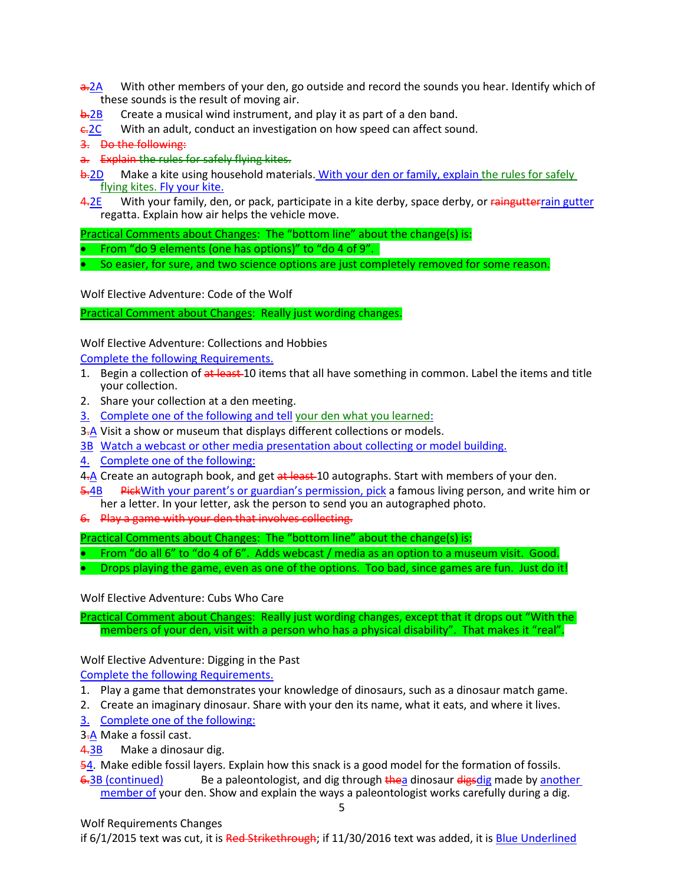~~a.~~2A With other members of your den, go outside and record the sounds you hear. Identify which of these sounds is the result of moving air.

~~b.~~2B Create a musical wind instrument, and play it as part of a den band.

~~c.~~2C With an adult, conduct an investigation on how speed can affect sound.

~~3. Do the following:~~

~~a. Explain the rules for safely flying kites.~~

~~b.~~2D Make a kite using household materials. With your den or family, explain the rules for safely flying kites. Fly your kite.

~~4.~~2E With your family, den, or pack, participate in a kite derby, space derby, or ~~raingutter~~rain gutter regatta. Explain how air helps the vehicle move.

Practical Comments about Changes: The "bottom line" about the change(s) is:

- From "do 9 elements (one has options)" to "do 4 of 9".
- So easier, for sure, and two science options are just completely removed for some reason.

Wolf Elective Adventure: Code of the Wolf

Practical Comment about Changes: Really just wording changes.

Wolf Elective Adventure: Collections and Hobbies

Complete the following Requirements.

1. Begin a collection of ~~at least~~ 10 items that all have something in common. Label the items and title your collection.
2. Share your collection at a den meeting.
3. Complete one of the following and tell your den what you learned:

3~~.~~A Visit a show or museum that displays different collections or models.

3B Watch a webcast or other media presentation about collecting or model building.

4. Complete one of the following:

4~~.~~A Create an autograph book, and get ~~at least~~ 10 autographs. Start with members of your den.

~~5.~~4B ~~Pick~~With your parent's or guardian's permission, pick a famous living person, and write him or her a letter. In your letter, ask the person to send you an autographed photo.

~~6. Play a game with your den that involves collecting.~~

Practical Comments about Changes: The "bottom line" about the change(s) is:

- From "do all 6" to "do 4 of 6". Adds webcast / media as an option to a museum visit. Good.
- Drops playing the game, even as one of the options. Too bad, since games are fun. Just do it!

Wolf Elective Adventure: Cubs Who Care

Practical Comment about Changes: Really just wording changes, except that it drops out "With the members of your den, visit with a person who has a physical disability". That makes it "real".

Wolf Elective Adventure: Digging in the Past

Complete the following Requirements.

1. Play a game that demonstrates your knowledge of dinosaurs, such as a dinosaur match game.
2. Create an imaginary dinosaur. Share with your den its name, what it eats, and where it lives.
3. Complete one of the following:

3~~.~~A Make a fossil cast.

~~4.~~3B Make a dinosaur dig.

~~5~~4. Make edible fossil layers. Explain how this snack is a good model for the formation of fossils.

~~6.~~3B (continued) Be a paleontologist, and dig through ~~the~~a dinosaur ~~digs~~dig made by another member of your den. Show and explain the ways a paleontologist works carefully during a dig.

Wolf Requirements Changes

if 6/1/2015 text was cut, it is ~~Red Strikethrough~~; if 11/30/2016 text was added, it is Blue Underlined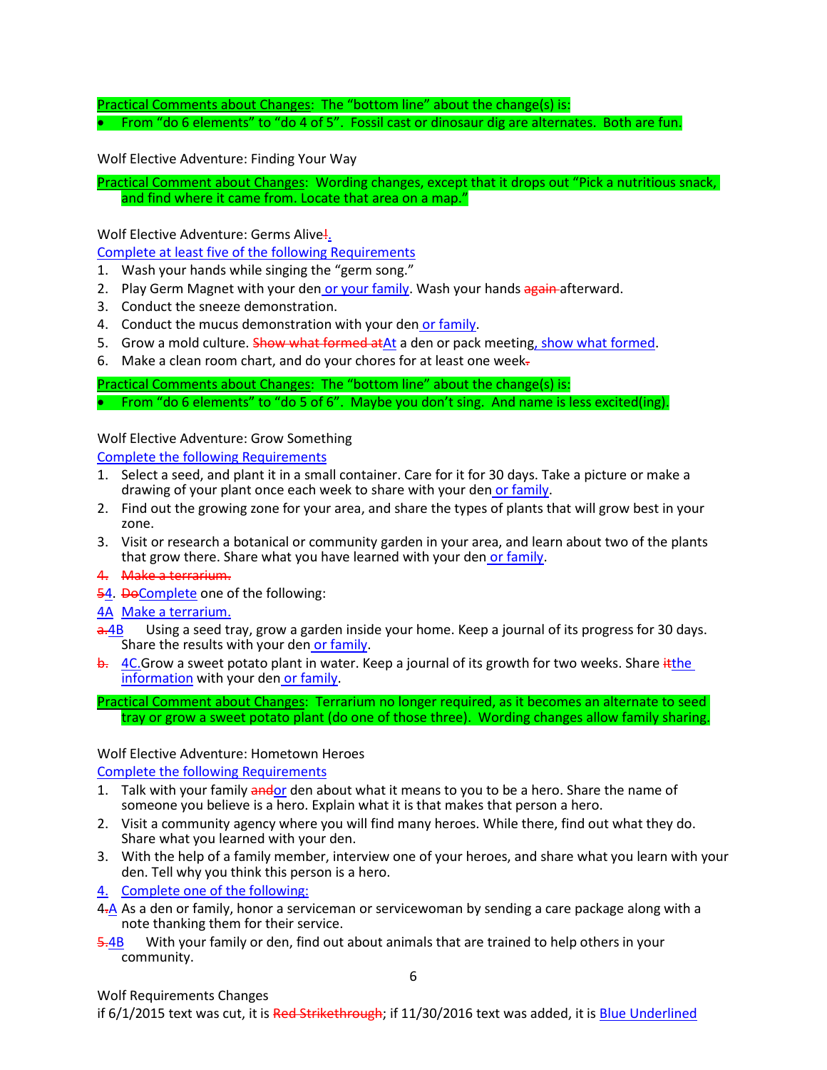<u>Practical Comments about Changes</u>: The "bottom line" about the change(s) is:

- From "do 6 elements" to "do 4 of 5". Fossil cast or dinosaur dig are alternates. Both are fun.

Wolf Elective Adventure: Finding Your Way

<u>Practical Comment about Changes</u>: Wording changes, except that it drops out "Pick a nutritious snack, and find where it came from. Locate that area on a map."

Wolf Elective Adventure: Germs Alive~~!~~<u>.</u>

<u>Complete at least five of the following Requirements</u>

1. Wash your hands while singing the "germ song."
2. Play Germ Magnet with your den<u> or your family</u>. Wash your hands ~~again~~ afterward.
3. Conduct the sneeze demonstration.
4. Conduct the mucus demonstration with your den<u> or family</u>.
5. Grow a mold culture. ~~Show what formed at~~<u>At</u> a den or pack meeting<u>, show what formed</u>.
6. Make a clean room chart, and do your chores for at least one week~~.~~

<u>Practical Comments about Changes</u>: The "bottom line" about the change(s) is:

- From "do 6 elements" to "do 5 of 6". Maybe you don't sing. And name is less excited(ing).

Wolf Elective Adventure: Grow Something

<u>Complete the following Requirements</u>

1. Select a seed, and plant it in a small container. Care for it for 30 days. Take a picture or make a drawing of your plant once each week to share with your den<u> or family</u>.
2. Find out the growing zone for your area, and share the types of plants that will grow best in your zone.
3. Visit or research a botanical or community garden in your area, and learn about two of the plants that grow there. Share what you have learned with your den<u> or family</u>.

~~4. Make a terrarium.~~

~~5~~<u>4</u>. ~~Do~~<u>Complete</u> one of the following:

<u>4A Make a terrarium.</u>

~~a.~~<u>4B</u> Using a seed tray, grow a garden inside your home. Keep a journal of its progress for 30 days. Share the results with your den<u> or family</u>.

~~b.~~ <u>4C.</u>Grow a sweet potato plant in water. Keep a journal of its growth for two weeks. Share ~~it~~<u>the information</u> with your den<u> or family</u>.

<u>Practical Comment about Changes</u>: Terrarium no longer required, as it becomes an alternate to seed tray or grow a sweet potato plant (do one of those three). Wording changes allow family sharing.

Wolf Elective Adventure: Hometown Heroes

<u>Complete the following Requirements</u>

1. Talk with your family ~~and~~<u>or</u> den about what it means to you to be a hero. Share the name of someone you believe is a hero. Explain what it is that makes that person a hero.
2. Visit a community agency where you will find many heroes. While there, find out what they do. Share what you learned with your den.
3. With the help of a family member, interview one of your heroes, and share what you learn with your den. Tell why you think this person is a hero.

<u>4. Complete one of the following:</u>

4~~.~~<u>A</u> As a den or family, honor a serviceman or servicewoman by sending a care package along with a note thanking them for their service.

~~5.~~<u>4B</u> With your family or den, find out about animals that are trained to help others in your community.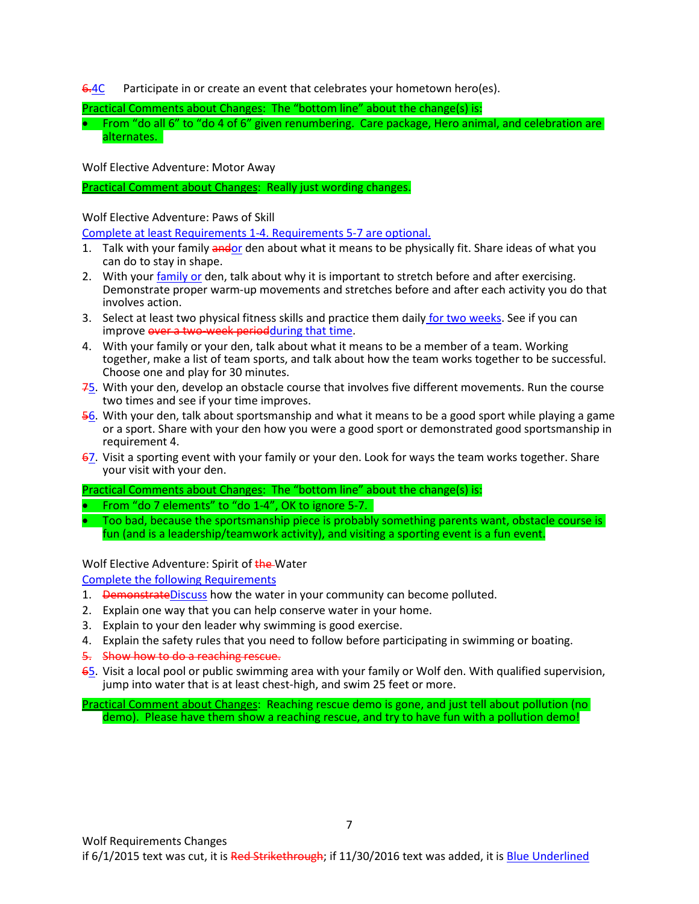~~6.~~<u>4C</u> Participate in or create an event that celebrates your hometown hero(es).

<u>Practical Comments about Changes</u>: The "bottom line" about the change(s) is:

- From "do all 6" to "do 4 of 6" given renumbering. Care package, Hero animal, and celebration are alternates.

Wolf Elective Adventure: Motor Away

<u>Practical Comment about Changes</u>: Really just wording changes.

Wolf Elective Adventure: Paws of Skill

<u>Complete at least Requirements 1-4. Requirements 5-7 are optional.</u>

1. Talk with your family ~~and~~<u>or</u> den about what it means to be physically fit. Share ideas of what you can do to stay in shape.
2. With your <u>family or</u> den, talk about why it is important to stretch before and after exercising. Demonstrate proper warm-up movements and stretches before and after each activity you do that involves action.
3. Select at least two physical fitness skills and practice them daily<u> for two weeks</u>. See if you can improve ~~over a two-week period~~<u>during that time</u>.
4. With your family or your den, talk about what it means to be a member of a team. Working together, make a list of team sports, and talk about how the team works together to be successful. Choose one and play for 30 minutes.

~~7~~<u>5</u>. With your den, develop an obstacle course that involves five different movements. Run the course two times and see if your time improves.

~~5~~<u>6</u>. With your den, talk about sportsmanship and what it means to be a good sport while playing a game or a sport. Share with your den how you were a good sport or demonstrated good sportsmanship in requirement 4.

~~6~~<u>7</u>. Visit a sporting event with your family or your den. Look for ways the team works together. Share your visit with your den.

<u>Practical Comments about Changes</u>: The "bottom line" about the change(s) is:

- From "do 7 elements" to "do 1-4", OK to ignore 5-7.
- Too bad, because the sportsmanship piece is probably something parents want, obstacle course is fun (and is a leadership/teamwork activity), and visiting a sporting event is a fun event.

Wolf Elective Adventure: Spirit of ~~the~~ Water

<u>Complete the following Requirements</u>

1. ~~Demonstrate~~<u>Discuss</u> how the water in your community can become polluted.
2. Explain one way that you can help conserve water in your home.
3. Explain to your den leader why swimming is good exercise.
4. Explain the safety rules that you need to follow before participating in swimming or boating.

~~5. Show how to do a reaching rescue.~~

~~6~~<u>5</u>. Visit a local pool or public swimming area with your family or Wolf den. With qualified supervision, jump into water that is at least chest-high, and swim 25 feet or more.

<u>Practical Comment about Changes</u>: Reaching rescue demo is gone, and just tell about pollution (no demo). Please have them show a reaching rescue, and try to have fun with a pollution demo!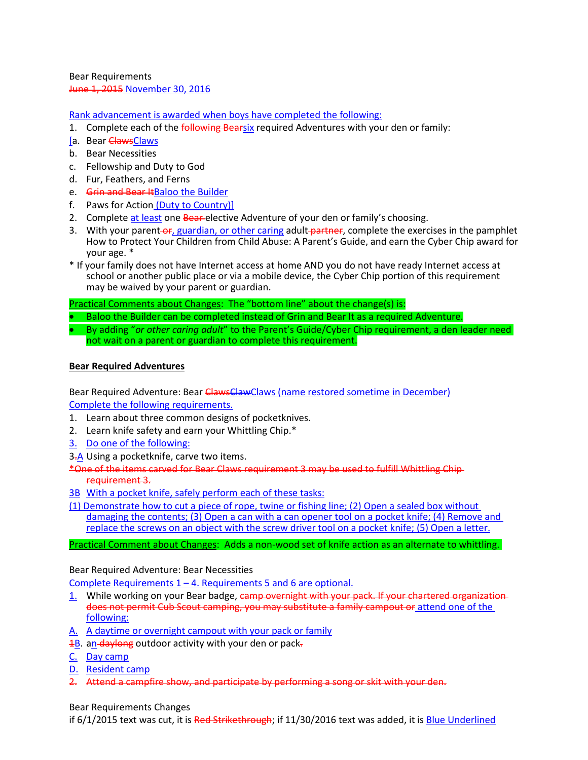Bear Requirements
~~June 1, 2015~~ <u>November 30, 2016</u>

<u>Rank advancement is awarded when boys have completed the following:</u>

1. Complete each of the ~~following Bear~~<u>six</u> required Adventures with your den or family:

<u>[</u>a. Bear ~~Claws~~<u>Claws</u>
b. Bear Necessities
c. Fellowship and Duty to God
d. Fur, Feathers, and Ferns
e. ~~Grin and Bear It~~<u>Baloo the Builder</u>
f. Paws for Action <u>(Duty to Country)]</u>

2. Complete <u>at least</u> one ~~Bear~~ elective Adventure of your den or family's choosing.
3. With your parent ~~or~~<u>, guardian, or other caring</u> adult ~~partner~~, complete the exercises in the pamphlet How to Protect Your Children from Child Abuse: A Parent's Guide, and earn the Cyber Chip award for your age. *

* If your family does not have Internet access at home AND you do not have ready Internet access at school or another public place or via a mobile device, the Cyber Chip portion of this requirement may be waived by your parent or guardian.

Practical Comments about Changes: The "bottom line" about the change(s) is:

- Baloo the Builder can be completed instead of Grin and Bear It as a required Adventure.
- By adding "*or other caring adult*" to the Parent's Guide/Cyber Chip requirement, a den leader need not wait on a parent or guardian to complete this requirement.

**Bear Required Adventures**

Bear Required Adventure: Bear ~~Claws~~~~Claw~~<u>Claws (name restored sometime in December)</u>
<u>Complete the following requirements.</u>

1. Learn about three common designs of pocketknives.
2. Learn knife safety and earn your Whittling Chip.*
3. <u>Do one of the following:</u>

3~~.~~<u>A</u> Using a pocketknife, carve two items.

~~*One of the items carved for Bear Claws requirement 3 may be used to fulfill Whittling Chip requirement 3.~~

<u>3B With a pocket knife, safely perform each of these tasks:</u>

<u>(1) Demonstrate how to cut a piece of rope, twine or fishing line; (2) Open a sealed box without damaging the contents; (3) Open a can with a can opener tool on a pocket knife; (4) Remove and replace the screws on an object with the screw driver tool on a pocket knife; (5) Open a letter.</u>

Practical Comment about Changes: Adds a non-wood set of knife action as an alternate to whittling.

Bear Required Adventure: Bear Necessities
<u>Complete Requirements 1 – 4. Requirements 5 and 6 are optional.</u>

<u>1.</u> While working on your Bear badge, ~~camp overnight with your pack. If your chartered organization does not permit Cub Scout camping, you may substitute a family campout or~~ <u>attend one of the following:</u>

<u>A. A daytime or overnight campout with your pack or family</u>
~~1~~<u>B</u>. a<u>n</u> ~~daylong~~ outdoor activity with your den or pack~~.~~
<u>C. Day camp</u>
<u>D. Resident camp</u>
~~2. Attend a campfire show, and participate by performing a song or skit with your den.~~

Bear Requirements Changes
if 6/1/2015 text was cut, it is ~~Red Strikethrough~~; if 11/30/2016 text was added, it is <u>Blue Underlined</u>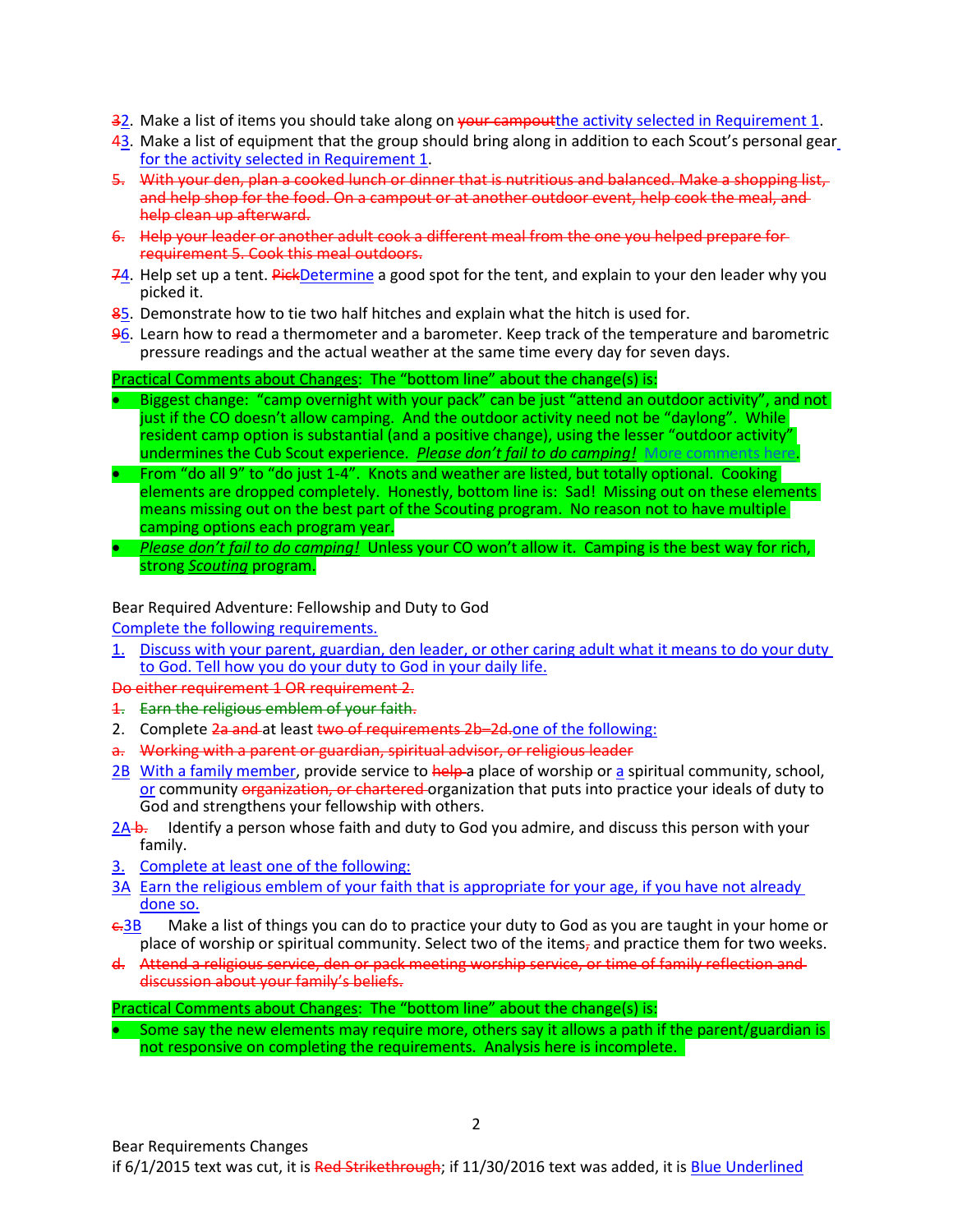~~3~~2. Make a list of items you should take along on ~~your campout~~the activity selected in Requirement 1.
~~4~~3. Make a list of equipment that the group should bring along in addition to each Scout's personal gear for the activity selected in Requirement 1.
~~5. With your den, plan a cooked lunch or dinner that is nutritious and balanced. Make a shopping list, and help shop for the food. On a campout or at another outdoor event, help cook the meal, and help clean up afterward.~~
~~6. Help your leader or another adult cook a different meal from the one you helped prepare for requirement 5. Cook this meal outdoors.~~
~~7~~4. Help set up a tent. ~~Pick~~Determine a good spot for the tent, and explain to your den leader why you picked it.
~~8~~5. Demonstrate how to tie two half hitches and explain what the hitch is used for.
~~9~~6. Learn how to read a thermometer and a barometer. Keep track of the temperature and barometric pressure readings and the actual weather at the same time every day for seven days.

Practical Comments about Changes: The "bottom line" about the change(s) is:

- Biggest change: "camp overnight with your pack" can be just "attend an outdoor activity", and not just if the CO doesn't allow camping. And the outdoor activity need not be "daylong". While resident camp option is substantial (and a positive change), using the lesser "outdoor activity" undermines the Cub Scout experience. *Please don't fail to do camping!* More comments here.
- From "do all 9" to "do just 1-4". Knots and weather are listed, but totally optional. Cooking elements are dropped completely. Honestly, bottom line is: Sad! Missing out on these elements means missing out on the best part of the Scouting program. No reason not to have multiple camping options each program year.
- *Please don't fail to do camping!* Unless your CO won't allow it. Camping is the best way for rich, strong *Scouting* program.

Bear Required Adventure: Fellowship and Duty to God

Complete the following requirements.

1. Discuss with your parent, guardian, den leader, or other caring adult what it means to do your duty to God. Tell how you do your duty to God in your daily life.

~~Do either requirement 1 OR requirement 2.~~

~~1. Earn the religious emblem of your faith.~~

2. Complete ~~2a and~~ at least ~~two of requirements 2b–2d.~~one of the following:

~~a. Working with a parent or guardian, spiritual advisor, or religious leader~~

2B With a family member, provide service to ~~help~~ a place of worship or a spiritual community, school, or community ~~organization, or chartered~~ organization that puts into practice your ideals of duty to God and strengthens your fellowship with others.

2A ~~b.~~ Identify a person whose faith and duty to God you admire, and discuss this person with your family.

3. Complete at least one of the following:

3A Earn the religious emblem of your faith that is appropriate for your age, if you have not already done so.

~~c.~~3B Make a list of things you can do to practice your duty to God as you are taught in your home or place of worship or spiritual community. Select two of the items~~,~~ and practice them for two weeks.

~~d. Attend a religious service, den or pack meeting worship service, or time of family reflection and discussion about your family's beliefs.~~

Practical Comments about Changes: The "bottom line" about the change(s) is:

- Some say the new elements may require more, others say it allows a path if the parent/guardian is not responsive on completing the requirements. Analysis here is incomplete.

Bear Requirements Changes
if 6/1/2015 text was cut, it is ~~Red Strikethrough~~; if 11/30/2016 text was added, it is Blue Underlined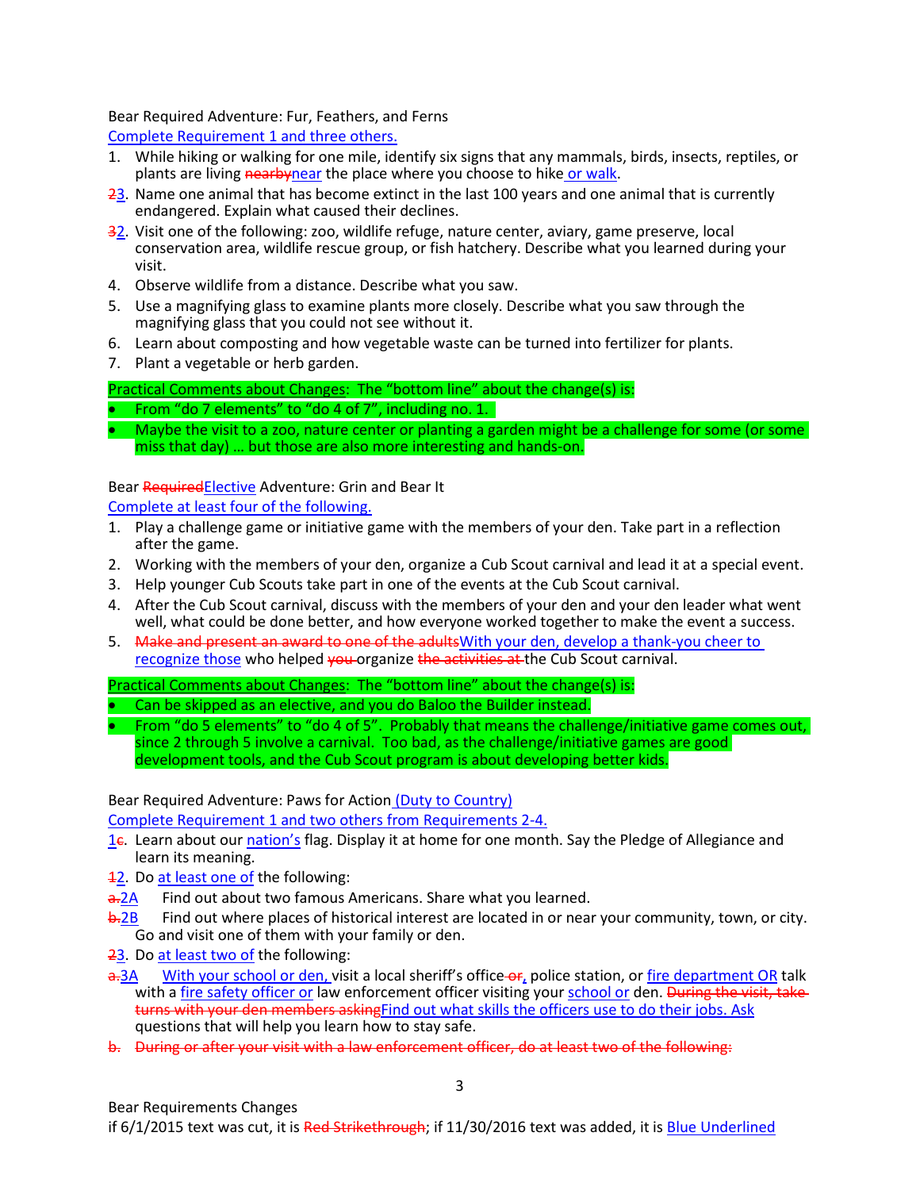Bear Required Adventure: Fur, Feathers, and Ferns

<u>Complete Requirement 1 and three others.</u>

1. While hiking or walking for one mile, identify six signs that any mammals, birds, insects, reptiles, or plants are living ~~nearby~~<u>near</u> the place where you choose to hike<u> or walk</u>.

~~2~~<u>3</u>. Name one animal that has become extinct in the last 100 years and one animal that is currently endangered. Explain what caused their declines.

~~3~~<u>2</u>. Visit one of the following: zoo, wildlife refuge, nature center, aviary, game preserve, local conservation area, wildlife rescue group, or fish hatchery. Describe what you learned during your visit.

4. Observe wildlife from a distance. Describe what you saw.
5. Use a magnifying glass to examine plants more closely. Describe what you saw through the magnifying glass that you could not see without it.
6. Learn about composting and how vegetable waste can be turned into fertilizer for plants.
7. Plant a vegetable or herb garden.

<u>Practical Comments about Changes:</u> The "bottom line" about the change(s) is:

- From "do 7 elements" to "do 4 of 7", including no. 1.
- Maybe the visit to a zoo, nature center or planting a garden might be a challenge for some (or some miss that day) … but those are also more interesting and hands-on.

Bear ~~Required~~<u>Elective</u> Adventure: Grin and Bear It

<u>Complete at least four of the following.</u>

1. Play a challenge game or initiative game with the members of your den. Take part in a reflection after the game.
2. Working with the members of your den, organize a Cub Scout carnival and lead it at a special event.
3. Help younger Cub Scouts take part in one of the events at the Cub Scout carnival.
4. After the Cub Scout carnival, discuss with the members of your den and your den leader what went well, what could be done better, and how everyone worked together to make the event a success.
5. ~~Make and present an award to one of the adults~~<u>With your den, develop a thank-you cheer to recognize those</u> who helped ~~you~~ organize ~~the activities at~~ the Cub Scout carnival.

<u>Practical Comments about Changes:</u> The "bottom line" about the change(s) is:

- Can be skipped as an elective, and you do Baloo the Builder instead.
- From "do 5 elements" to "do 4 of 5". Probably that means the challenge/initiative game comes out, since 2 through 5 involve a carnival. Too bad, as the challenge/initiative games are good development tools, and the Cub Scout program is about developing better kids.

Bear Required Adventure: Paws for Action<u> (Duty to Country)</u>

<u>Complete Requirement 1 and two others from Requirements 2-4.</u>

<u>1</u>~~c~~. Learn about our <u>nation's</u> flag. Display it at home for one month. Say the Pledge of Allegiance and learn its meaning.

~~1~~<u>2</u>. Do <u>at least one of</u> the following:

~~a.~~<u>2A</u> Find out about two famous Americans. Share what you learned.

~~b.~~<u>2B</u> Find out where places of historical interest are located in or near your community, town, or city. Go and visit one of them with your family or den.

~~2~~<u>3</u>. Do <u>at least two of</u> the following:

~~a.~~<u>3A</u> <u>With your school or den,</u> visit a local sheriff's office ~~or~~<u>,</u> police station, or <u>fire department OR</u> talk with a <u>fire safety officer or</u> law enforcement officer visiting your <u>school or</u> den. ~~During the visit, take turns with your den members asking~~<u>Find out what skills the officers use to do their jobs. Ask</u> questions that will help you learn how to stay safe.

~~b. During or after your visit with a law enforcement officer, do at least two of the following:~~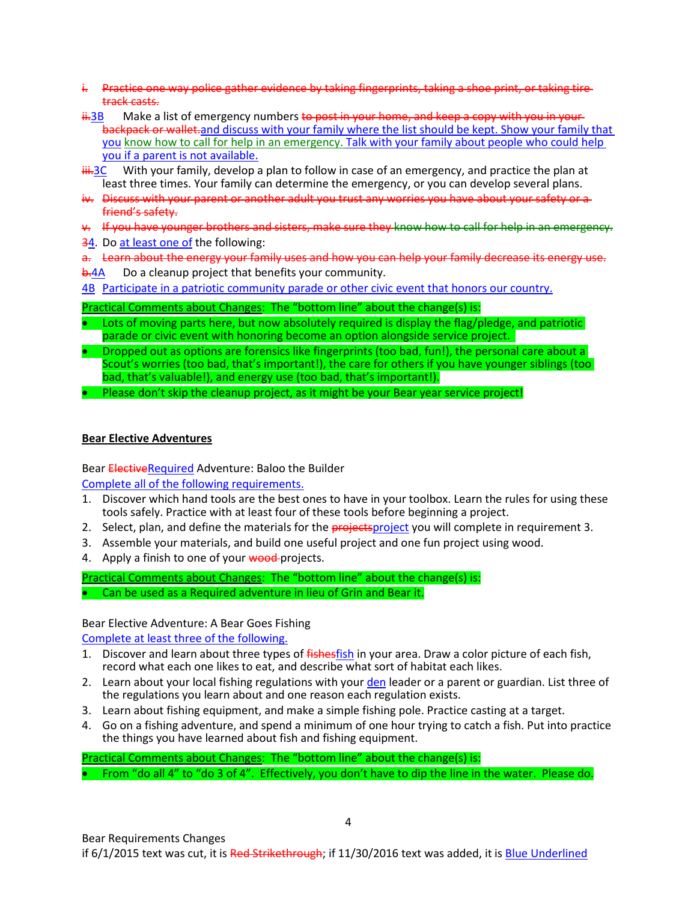- ~~i. Practice one way police gather evidence by taking fingerprints, taking a shoe print, or taking tire track casts.~~
- ~~ii.~~3B Make a list of emergency numbers ~~to post in your home, and keep a copy with you in your backpack or wallet.~~ and discuss with your family where the list should be kept. Show your family that you know how to call for help in an emergency. Talk with your family about people who could help you if a parent is not available.
- ~~iii.~~3C With your family, develop a plan to follow in case of an emergency, and practice the plan at least three times. Your family can determine the emergency, or you can develop several plans.
- ~~iv. Discuss with your parent or another adult you trust any worries you have about your safety or a friend's safety.~~
- ~~v. If you have younger brothers and sisters, make sure they know how to call for help in an emergency.~~

~~3~~4. Do at least one of the following:

- ~~a. Learn about the energy your family uses and how you can help your family decrease its energy use.~~
- ~~b.~~4A Do a cleanup project that benefits your community.
- 4B Participate in a patriotic community parade or other civic event that honors our country.

Practical Comments about Changes: The "bottom line" about the change(s) is:

- Lots of moving parts here, but now absolutely required is display the flag/pledge, and patriotic parade or civic event with honoring become an option alongside service project.
- Dropped out as options are forensics like fingerprints (too bad, fun!), the personal care about a Scout's worries (too bad, that's important!), the care for others if you have younger siblings (too bad, that's valuable!), and energy use (too bad, that's important!).
- Please don't skip the cleanup project, as it might be your Bear year service project!

## Bear Elective Adventures

Bear ~~Elective~~Required Adventure: Baloo the Builder

Complete all of the following requirements.

1. Discover which hand tools are the best ones to have in your toolbox. Learn the rules for using these tools safely. Practice with at least four of these tools before beginning a project.
2. Select, plan, and define the materials for the ~~projects~~project you will complete in requirement 3.
3. Assemble your materials, and build one useful project and one fun project using wood.
4. Apply a finish to one of your ~~wood~~ projects.

Practical Comments about Changes: The "bottom line" about the change(s) is:

- Can be used as a Required adventure in lieu of Grin and Bear it.

Bear Elective Adventure: A Bear Goes Fishing

Complete at least three of the following.

1. Discover and learn about three types of ~~fishes~~fish in your area. Draw a color picture of each fish, record what each one likes to eat, and describe what sort of habitat each likes.
2. Learn about your local fishing regulations with your den leader or a parent or guardian. List three of the regulations you learn about and one reason each regulation exists.
3. Learn about fishing equipment, and make a simple fishing pole. Practice casting at a target.
4. Go on a fishing adventure, and spend a minimum of one hour trying to catch a fish. Put into practice the things you have learned about fish and fishing equipment.

Practical Comments about Changes: The "bottom line" about the change(s) is:

- From "do all 4" to "do 3 of 4". Effectively, you don't have to dip the line in the water. Please do.

Bear Requirements Changes
if 6/1/2015 text was cut, it is ~~Red Strikethrough~~; if 11/30/2016 text was added, it is Blue Underlined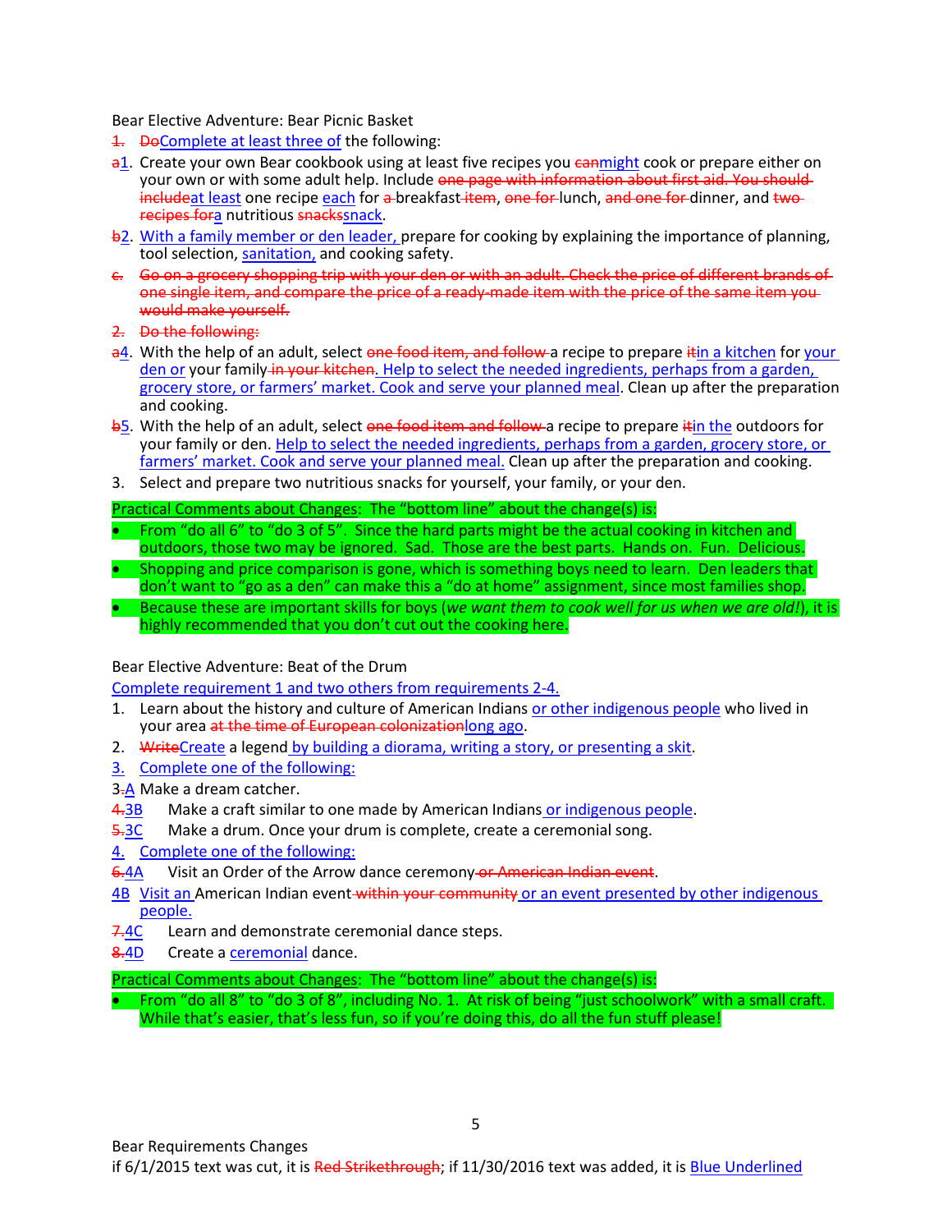Bear Elective Adventure: Bear Picnic Basket

~~1.~~ ~~Do~~Complete at least three of the following:

~~a~~1. Create your own Bear cookbook using at least five recipes you ~~can~~might cook or prepare either on your own or with some adult help. Include ~~one page with information about first aid. You should include~~at least one recipe each for ~~a~~ breakfast ~~item~~, ~~one for~~ lunch, ~~and one for~~ dinner, and ~~two recipes for~~a nutritious ~~snacks~~snack.

~~b~~2. With a family member or den leader, prepare for cooking by explaining the importance of planning, tool selection, sanitation, and cooking safety.

~~c. Go on a grocery shopping trip with your den or with an adult. Check the price of different brands of one single item, and compare the price of a ready-made item with the price of the same item you would make yourself.~~

~~2. Do the following:~~

~~a~~4. With the help of an adult, select ~~one food item, and follow~~ a recipe to prepare ~~it~~in a kitchen for your den or your family ~~in your kitchen~~. Help to select the needed ingredients, perhaps from a garden, grocery store, or farmers' market. Cook and serve your planned meal. Clean up after the preparation and cooking.

~~b~~5. With the help of an adult, select ~~one food item and follow~~ a recipe to prepare ~~it~~in the outdoors for your family or den. Help to select the needed ingredients, perhaps from a garden, grocery store, or farmers' market. Cook and serve your planned meal. Clean up after the preparation and cooking.

3. Select and prepare two nutritious snacks for yourself, your family, or your den.

Practical Comments about Changes: The "bottom line" about the change(s) is:

- From "do all 6" to "do 3 of 5". Since the hard parts might be the actual cooking in kitchen and outdoors, those two may be ignored. Sad. Those are the best parts. Hands on. Fun. Delicious.
- Shopping and price comparison is gone, which is something boys need to learn. Den leaders that don't want to "go as a den" can make this a "do at home" assignment, since most families shop.
- Because these are important skills for boys (*we want them to cook well for us when we are old!*), it is highly recommended that you don't cut out the cooking here.

Bear Elective Adventure: Beat of the Drum

Complete requirement 1 and two others from requirements 2-4.

1. Learn about the history and culture of American Indians or other indigenous people who lived in your area ~~at the time of European colonization~~long ago.
2. ~~Write~~Create a legend by building a diorama, writing a story, or presenting a skit.
3. Complete one of the following:

3~~.~~A Make a dream catcher.

~~4.~~3B Make a craft similar to one made by American Indians or indigenous people.

~~5.~~3C Make a drum. Once your drum is complete, create a ceremonial song.

4. Complete one of the following:

~~6.~~4A Visit an Order of the Arrow dance ceremony ~~or American Indian event~~.

4B Visit an American Indian event ~~within your community~~ or an event presented by other indigenous people.

~~7.~~4C Learn and demonstrate ceremonial dance steps.

~~8.~~4D Create a ceremonial dance.

Practical Comments about Changes: The "bottom line" about the change(s) is:

- From "do all 8" to "do 3 of 8", including No. 1. At risk of being "just schoolwork" with a small craft. While that's easier, that's less fun, so if you're doing this, do all the fun stuff please!

Bear Requirements Changes
if 6/1/2015 text was cut, it is ~~Red Strikethrough~~; if 11/30/2016 text was added, it is Blue Underlined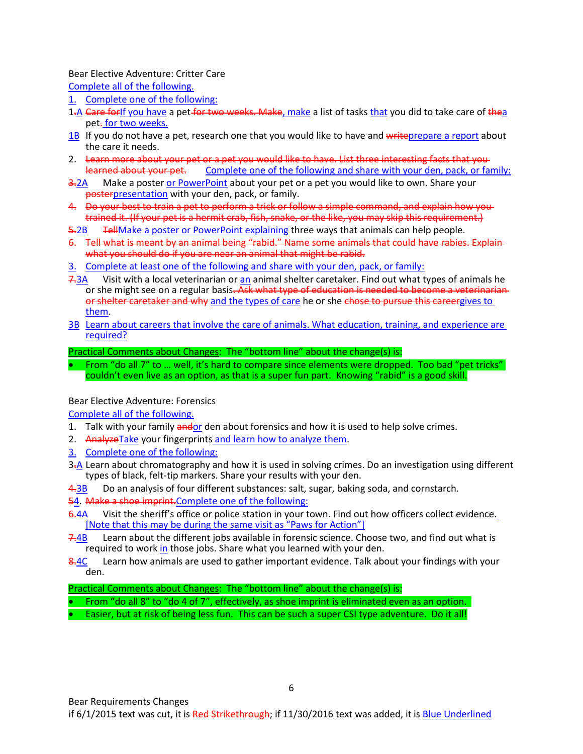Bear Elective Adventure: Critter Care

<u>Complete all of the following.</u>

<u>1. Complete one of the following:</u>

1~~.~~<u>A</u> ~~Care for~~<u>If you have</u> a pet ~~for two weeks. Make~~<u>, make</u> a list of tasks <u>that</u> you did to take care of ~~the~~<u>a</u> pet~~.~~<u> for two weeks.</u>

<u>1B</u> If you do not have a pet, research one that you would like to have and ~~write~~<u>prepare a report</u> about the care it needs.

2. ~~Learn more about your pet or a pet you would like to have. List three interesting facts that you learned about your pet.~~ <u>Complete one of the following and share with your den, pack, or family:</u>

~~3.~~<u>2A</u> Make a poster <u>or PowerPoint</u> about your pet or a pet you would like to own. Share your ~~poster~~<u>presentation</u> with your den, pack, or family.

~~4. Do your best to train a pet to perform a trick or follow a simple command, and explain how you trained it. (If your pet is a hermit crab, fish, snake, or the like, you may skip this requirement.)~~

~~5.~~<u>2B</u> ~~Tell~~<u>Make a poster or PowerPoint explaining</u> three ways that animals can help people.

~~6. Tell what is meant by an animal being "rabid." Name some animals that could have rabies. Explain what you should do if you are near an animal that might be rabid.~~

<u>3. Complete at least one of the following and share with your den, pack, or family:</u>

~~7.~~<u>3A</u> Visit with a local veterinarian or <u>an</u> animal shelter caretaker. Find out what types of animals he or she might see on a regular basis~~. Ask what type of education is needed to become a veterinarian or shelter caretaker and why~~ <u>and the types of care</u> he or she ~~chose to pursue this career~~<u>gives to them</u>.

<u>3B Learn about careers that involve the care of animals. What education, training, and experience are required?</u>

Practical Comments about Changes: The "bottom line" about the change(s) is:

- From "do all 7" to … well, it's hard to compare since elements were dropped. Too bad "pet tricks" couldn't even live as an option, as that is a super fun part. Knowing "rabid" is a good skill.

Bear Elective Adventure: Forensics

<u>Complete all of the following.</u>

1. Talk with your family ~~and~~<u>or</u> den about forensics and how it is used to help solve crimes.
2. ~~Analyze~~<u>Take</u> your fingerprints <u>and learn how to analyze them</u>.
3. <u>Complete one of the following:</u>

3~~.~~<u>A</u> Learn about chromatography and how it is used in solving crimes. Do an investigation using different types of black, felt-tip markers. Share your results with your den.

~~4.~~<u>3B</u> Do an analysis of four different substances: salt, sugar, baking soda, and cornstarch.

~~5~~<u>4</u>. ~~Make a shoe imprint.~~<u>Complete one of the following:</u>

~~6.~~<u>4A</u> Visit the sheriff's office or police station in your town. Find out how officers collect evidence. <u>[Note that this may be during the same visit as "Paws for Action"]</u>

~~7.~~<u>4B</u> Learn about the different jobs available in forensic science. Choose two, and find out what is required to work <u>in</u> those jobs. Share what you learned with your den.

~~8.~~<u>4C</u> Learn how animals are used to gather important evidence. Talk about your findings with your den.

Practical Comments about Changes: The "bottom line" about the change(s) is:

- From "do all 8" to "do 4 of 7", effectively, as shoe imprint is eliminated even as an option.
- Easier, but at risk of being less fun. This can be such a super CSI type adventure. Do it all!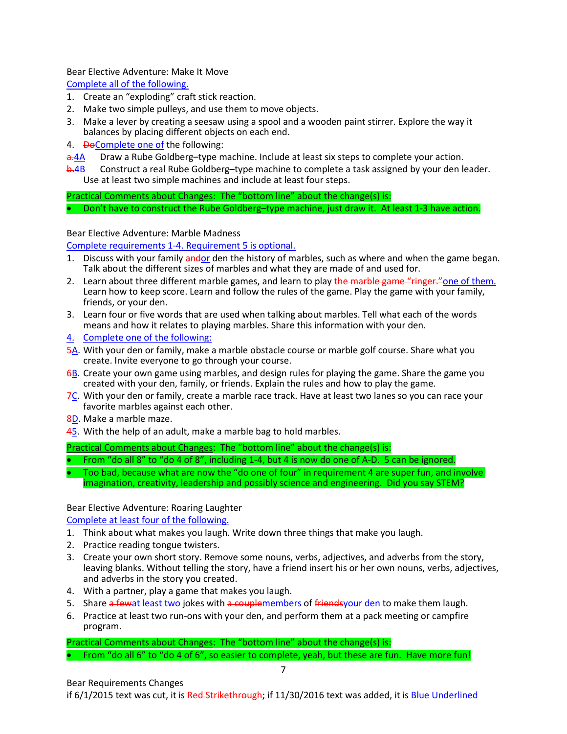Bear Elective Adventure: Make It Move

Complete all of the following.

1. Create an "exploding" craft stick reaction.
2. Make two simple pulleys, and use them to move objects.
3. Make a lever by creating a seesaw using a spool and a wooden paint stirrer. Explore the way it balances by placing different objects on each end.
4. ~~Do~~Complete one of the following:

~~a.~~4A Draw a Rube Goldberg–type machine. Include at least six steps to complete your action.

~~b.~~4B Construct a real Rube Goldberg–type machine to complete a task assigned by your den leader. Use at least two simple machines and include at least four steps.

Practical Comments about Changes: The "bottom line" about the change(s) is:

- Don't have to construct the Rube Goldberg–type machine, just draw it. At least 1-3 have action.

Bear Elective Adventure: Marble Madness

Complete requirements 1-4. Requirement 5 is optional.

1. Discuss with your family ~~and~~or den the history of marbles, such as where and when the game began. Talk about the different sizes of marbles and what they are made of and used for.
2. Learn about three different marble games, and learn to play ~~the marble game "ringer."~~one of them. Learn how to keep score. Learn and follow the rules of the game. Play the game with your family, friends, or your den.
3. Learn four or five words that are used when talking about marbles. Tell what each of the words means and how it relates to playing marbles. Share this information with your den.
4. Complete one of the following:

~~5~~A. With your den or family, make a marble obstacle course or marble golf course. Share what you create. Invite everyone to go through your course.

~~6~~B. Create your own game using marbles, and design rules for playing the game. Share the game you created with your den, family, or friends. Explain the rules and how to play the game.

~~7~~C. With your den or family, create a marble race track. Have at least two lanes so you can race your favorite marbles against each other.

~~8~~D. Make a marble maze.

~~4~~5. With the help of an adult, make a marble bag to hold marbles.

Practical Comments about Changes: The "bottom line" about the change(s) is:

- From "do all 8" to "do 4 of 8", including 1-4, but 4 is now do one of A-D. 5 can be ignored.
- Too bad, because what are now the "do one of four" in requirement 4 are super fun, and involve imagination, creativity, leadership and possibly science and engineering. Did you say STEM?

Bear Elective Adventure: Roaring Laughter

Complete at least four of the following.

1. Think about what makes you laugh. Write down three things that make you laugh.
2. Practice reading tongue twisters.
3. Create your own short story. Remove some nouns, verbs, adjectives, and adverbs from the story, leaving blanks. Without telling the story, have a friend insert his or her own nouns, verbs, adjectives, and adverbs in the story you created.
4. With a partner, play a game that makes you laugh.
5. Share ~~a few~~at least two jokes with ~~a couple~~members of ~~friends~~your den to make them laugh.
6. Practice at least two run-ons with your den, and perform them at a pack meeting or campfire program.

Practical Comments about Changes: The "bottom line" about the change(s) is:

- From "do all 6" to "do 4 of 6", so easier to complete, yeah, but these are fun. Have more fun!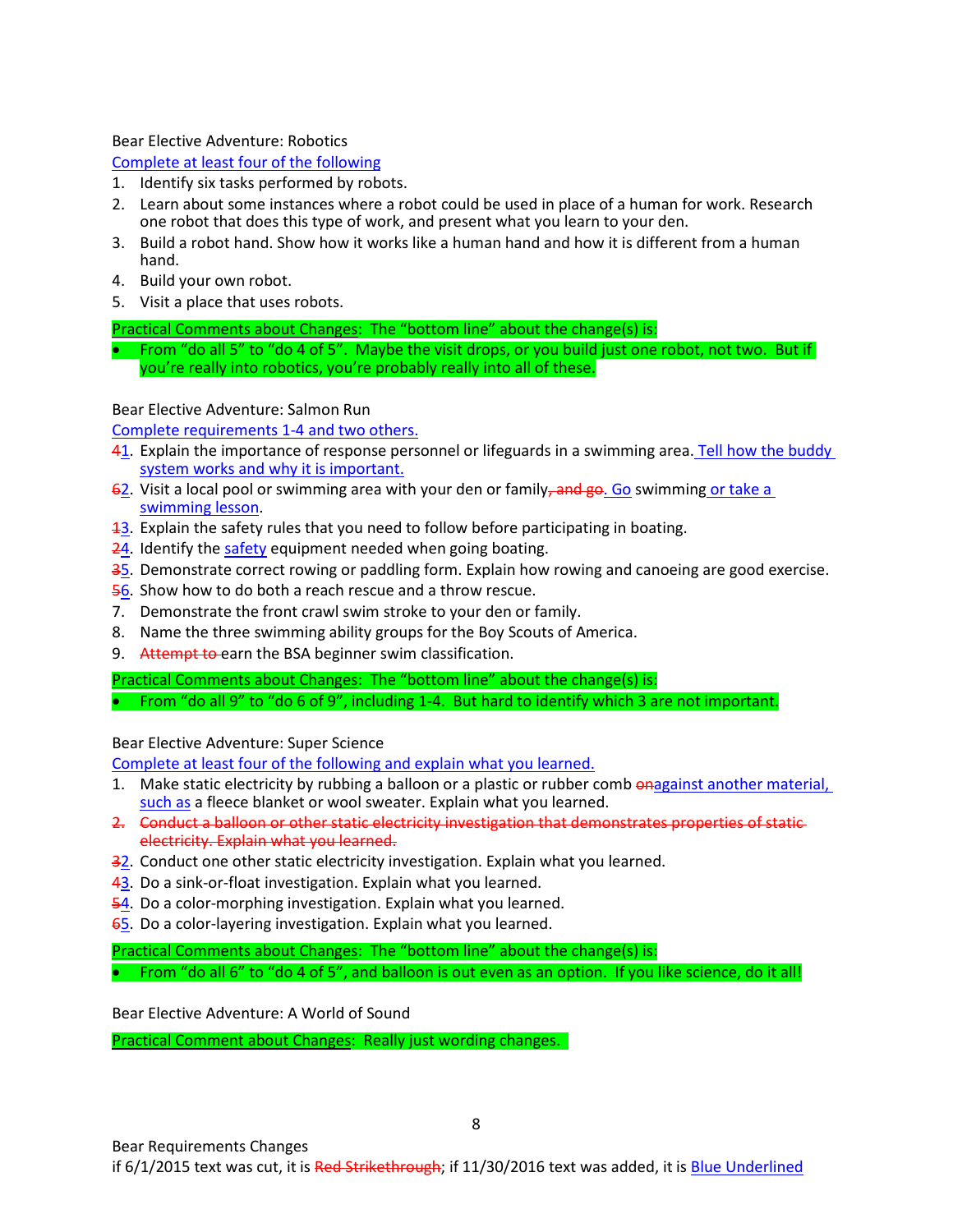Bear Elective Adventure: Robotics

<u>Complete at least four of the following</u>

1. Identify six tasks performed by robots.
2. Learn about some instances where a robot could be used in place of a human for work. Research one robot that does this type of work, and present what you learn to your den.
3. Build a robot hand. Show how it works like a human hand and how it is different from a human hand.
4. Build your own robot.
5. Visit a place that uses robots.

<u>Practical Comments about Changes</u>: The "bottom line" about the change(s) is:

- From "do all 5" to "do 4 of 5". Maybe the visit drops, or you build just one robot, not two. But if you're really into robotics, you're probably really into all of these.

Bear Elective Adventure: Salmon Run

<u>Complete requirements 1-4 and two others.</u>

~~4~~<u>1</u>. Explain the importance of response personnel or lifeguards in a swimming area.<u> Tell how the buddy system works and why it is important.</u>

~~6~~<u>2</u>. Visit a local pool or swimming area with your den or family~~, and go~~<u>. Go</u> swimming<u> or take a swimming lesson</u>.

~~1~~<u>3</u>. Explain the safety rules that you need to follow before participating in boating.

~~2~~<u>4</u>. Identify the <u>safety</u> equipment needed when going boating.

~~3~~<u>5</u>. Demonstrate correct rowing or paddling form. Explain how rowing and canoeing are good exercise.

~~5~~<u>6</u>. Show how to do both a reach rescue and a throw rescue.

7. Demonstrate the front crawl swim stroke to your den or family.

8. Name the three swimming ability groups for the Boy Scouts of America.

9. ~~Attempt to~~ earn the BSA beginner swim classification.

<u>Practical Comments about Changes</u>: The "bottom line" about the change(s) is:

- From "do all 9" to "do 6 of 9", including 1-4. But hard to identify which 3 are not important.

Bear Elective Adventure: Super Science

<u>Complete at least four of the following and explain what you learned.</u>

1. Make static electricity by rubbing a balloon or a plastic or rubber comb ~~on~~<u>against another material, such as</u> a fleece blanket or wool sweater. Explain what you learned.

~~2. Conduct a balloon or other static electricity investigation that demonstrates properties of static electricity. Explain what you learned.~~

~~3~~<u>2</u>. Conduct one other static electricity investigation. Explain what you learned.

~~4~~<u>3</u>. Do a sink-or-float investigation. Explain what you learned.

~~5~~<u>4</u>. Do a color-morphing investigation. Explain what you learned.

~~6~~<u>5</u>. Do a color-layering investigation. Explain what you learned.

<u>Practical Comments about Changes</u>: The "bottom line" about the change(s) is:

- From "do all 6" to "do 4 of 5", and balloon is out even as an option. If you like science, do it all!

Bear Elective Adventure: A World of Sound

<u>Practical Comment about Changes</u>: Really just wording changes.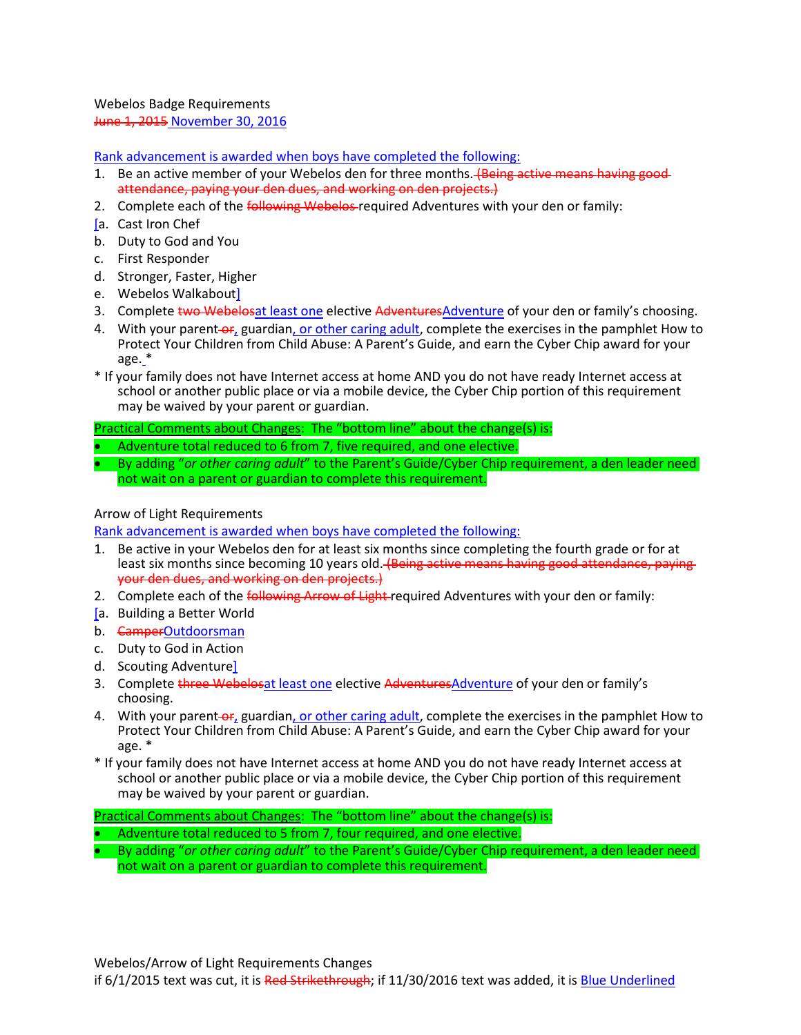Webelos Badge Requirements

~~June 1, 2015~~ <u>November 30, 2016</u>

<u>Rank advancement is awarded when boys have completed the following:</u>

1. Be an active member of your Webelos den for three months. ~~(Being active means having good attendance, paying your den dues, and working on den projects.)~~
2. Complete each of the ~~following Webelos~~ required Adventures with your den or family:

<u>[</u>a. Cast Iron Chef
b. Duty to God and You
c. First Responder
d. Stronger, Faster, Higher
e. Webelos Walkabout<u>]</u>

3. Complete ~~two Webelos~~<u>at least one</u> elective ~~Adventures~~<u>Adventure</u> of your den or family's choosing.
4. With your parent ~~or~~<u>,</u> guardian<u>, or other caring adult</u>, complete the exercises in the pamphlet How to Protect Your Children from Child Abuse: A Parent's Guide, and earn the Cyber Chip award for your age. *

\* If your family does not have Internet access at home AND you do not have ready Internet access at school or another public place or via a mobile device, the Cyber Chip portion of this requirement may be waived by your parent or guardian.

<u>Practical Comments about Changes</u>: The "bottom line" about the change(s) is:

- Adventure total reduced to 6 from 7, five required, and one elective.
- By adding "*or other caring adult*" to the Parent's Guide/Cyber Chip requirement, a den leader need not wait on a parent or guardian to complete this requirement.

Arrow of Light Requirements

<u>Rank advancement is awarded when boys have completed the following:</u>

1. Be active in your Webelos den for at least six months since completing the fourth grade or for at least six months since becoming 10 years old. ~~(Being active means having good attendance, paying your den dues, and working on den projects.)~~
2. Complete each of the ~~following Arrow of Light~~ required Adventures with your den or family:

<u>[</u>a. Building a Better World
b. ~~Camper~~<u>Outdoorsman</u>
c. Duty to God in Action
d. Scouting Adventure<u>]</u>

3. Complete ~~three Webelos~~<u>at least one</u> elective ~~Adventures~~<u>Adventure</u> of your den or family's choosing.
4. With your parent ~~or~~<u>,</u> guardian<u>, or other caring adult</u>, complete the exercises in the pamphlet How to Protect Your Children from Child Abuse: A Parent's Guide, and earn the Cyber Chip award for your age. *

\* If your family does not have Internet access at home AND you do not have ready Internet access at school or another public place or via a mobile device, the Cyber Chip portion of this requirement may be waived by your parent or guardian.

<u>Practical Comments about Changes</u>: The "bottom line" about the change(s) is:

- Adventure total reduced to 5 from 7, four required, and one elective.
- By adding "*or other caring adult*" to the Parent's Guide/Cyber Chip requirement, a den leader need not wait on a parent or guardian to complete this requirement.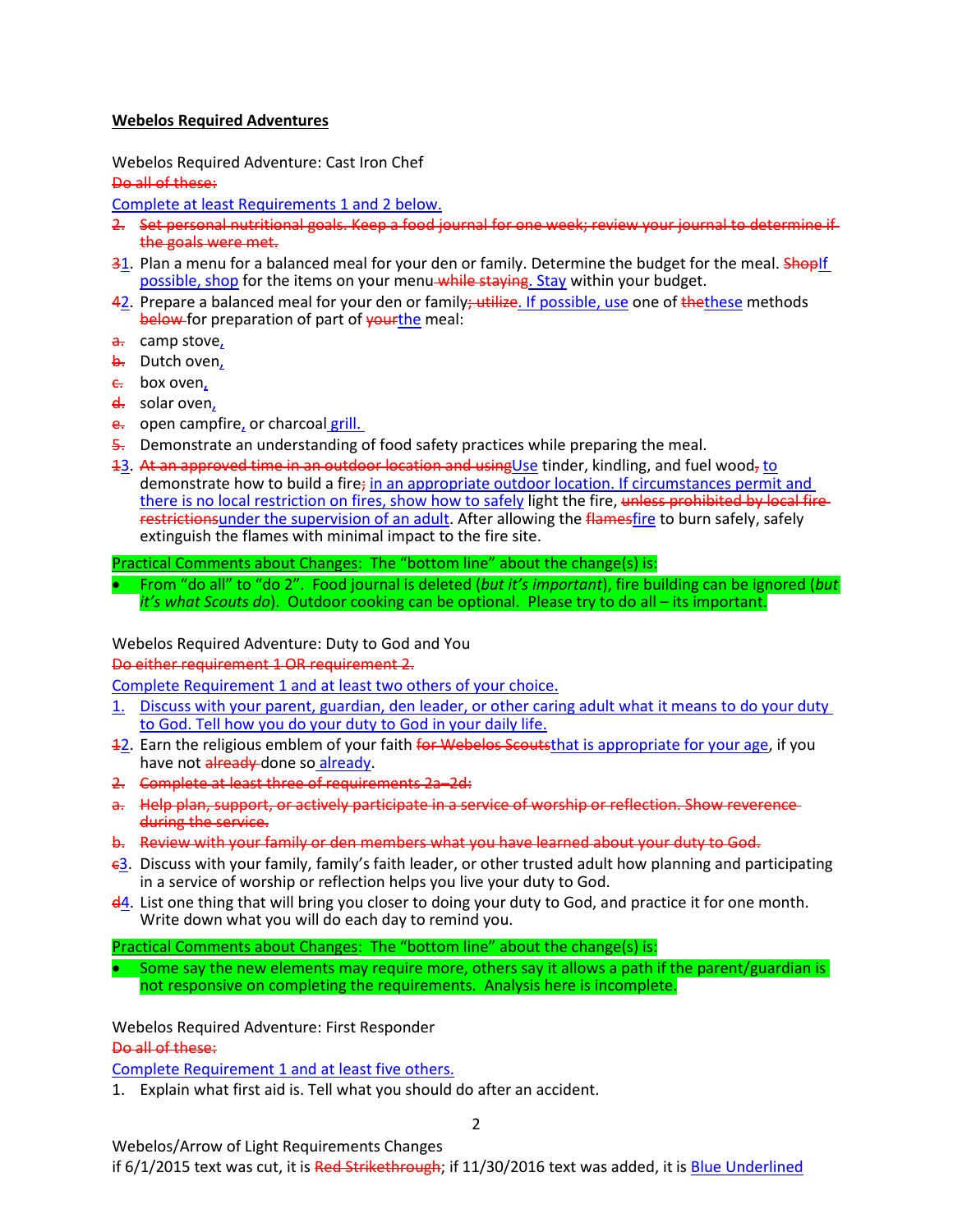**Webelos Required Adventures**

Webelos Required Adventure: Cast Iron Chef

~~Do all of these:~~

Complete at least Requirements 1 and 2 below.

~~2. Set personal nutritional goals. Keep a food journal for one week; review your journal to determine if the goals were met.~~

~~3~~1. Plan a menu for a balanced meal for your den or family. Determine the budget for the meal. ~~Shop~~If possible, shop for the items on your menu ~~while staying~~. Stay within your budget.

~~4~~2. Prepare a balanced meal for your den or family~~; utilize~~. If possible, use one of ~~the~~these methods ~~below~~ for preparation of part of ~~your~~the meal:

- ~~a.~~ camp stove,
- ~~b.~~ Dutch oven,
- ~~c.~~ box oven,
- ~~d.~~ solar oven,
- ~~e.~~ open campfire, or charcoal grill.

~~5.~~ Demonstrate an understanding of food safety practices while preparing the meal.

~~1~~3. ~~At an approved time in an outdoor location and using~~Use tinder, kindling, and fuel wood~~,~~ to demonstrate how to build a fire~~;~~ in an appropriate outdoor location. If circumstances permit and there is no local restriction on fires, show how to safely light the fire, ~~unless prohibited by local fire restrictions~~under the supervision of an adult. After allowing the ~~flames~~fire to burn safely, safely extinguish the flames with minimal impact to the fire site.

Practical Comments about Changes: The "bottom line" about the change(s) is:

- From "do all" to "do 2". Food journal is deleted (*but it's important*), fire building can be ignored (*but it's what Scouts do*). Outdoor cooking can be optional. Please try to do all – its important.

Webelos Required Adventure: Duty to God and You

~~Do either requirement 1 OR requirement 2.~~

Complete Requirement 1 and at least two others of your choice.

1. Discuss with your parent, guardian, den leader, or other caring adult what it means to do your duty to God. Tell how you do your duty to God in your daily life.

~~1~~2. Earn the religious emblem of your faith ~~for Webelos Scouts~~that is appropriate for your age, if you have not ~~already~~ done so already.

~~2. Complete at least three of requirements 2a–2d:~~

~~a. Help plan, support, or actively participate in a service of worship or reflection. Show reverence during the service.~~

~~b. Review with your family or den members what you have learned about your duty to God.~~

~~c~~3. Discuss with your family, family's faith leader, or other trusted adult how planning and participating in a service of worship or reflection helps you live your duty to God.

~~d~~4. List one thing that will bring you closer to doing your duty to God, and practice it for one month. Write down what you will do each day to remind you.

Practical Comments about Changes: The "bottom line" about the change(s) is:

- Some say the new elements may require more, others say it allows a path if the parent/guardian is not responsive on completing the requirements. Analysis here is incomplete.

Webelos Required Adventure: First Responder

~~Do all of these:~~

Complete Requirement 1 and at least five others.

1. Explain what first aid is. Tell what you should do after an accident.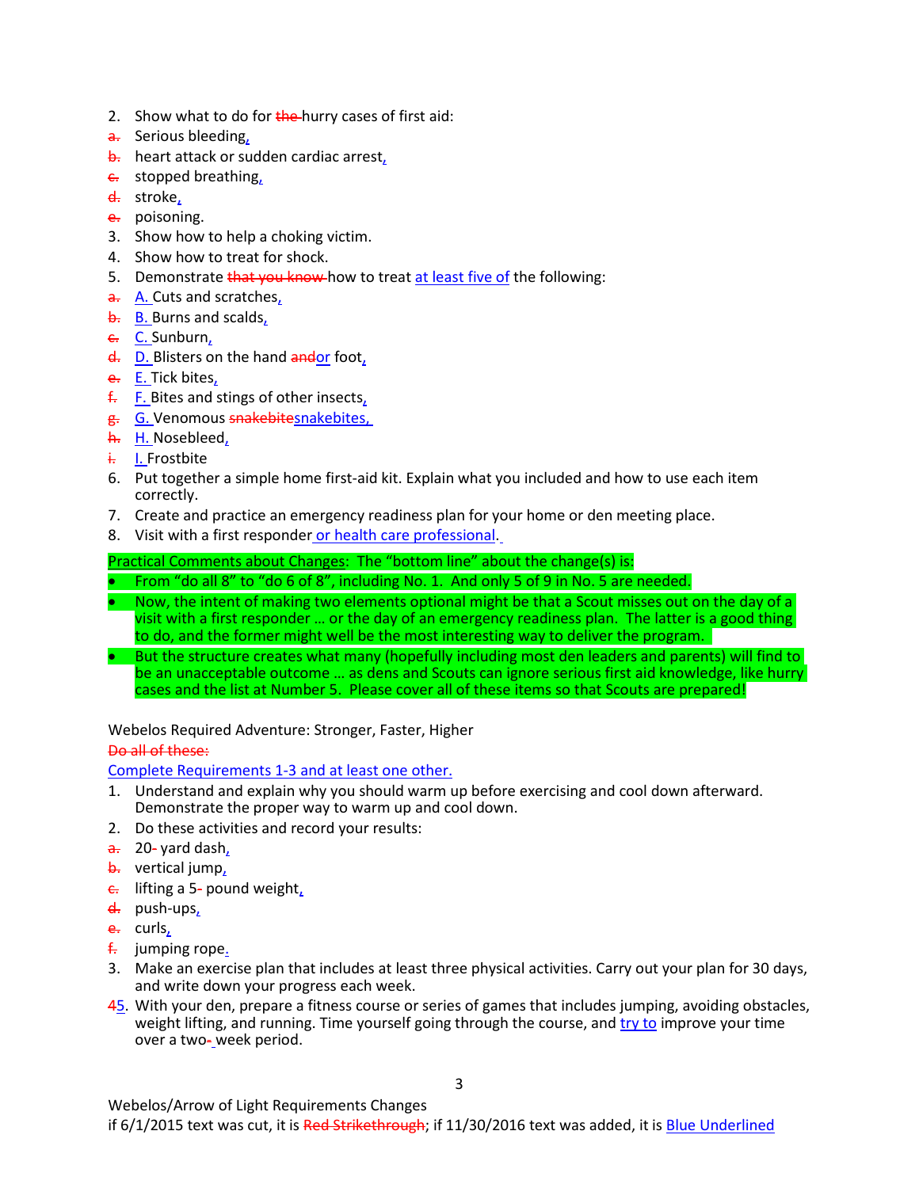2. Show what to do for ~~the~~ hurry cases of first aid:
~~a.~~ Serious bleeding,
~~b.~~ heart attack or sudden cardiac arrest,
~~c.~~ stopped breathing,
~~d.~~ stroke,
~~e.~~ poisoning.
3. Show how to help a choking victim.
4. Show how to treat for shock.
5. Demonstrate ~~that you know~~ how to treat at least five of the following:
~~a.~~ A. Cuts and scratches,
~~b.~~ B. Burns and scalds,
~~c.~~ C. Sunburn,
~~d.~~ D. Blisters on the hand ~~and~~or foot,
~~e.~~ E. Tick bites,
~~f.~~ F. Bites and stings of other insects,
~~g.~~ G. Venomous ~~snakebite~~snakebites,
~~h.~~ H. Nosebleed,
~~i.~~ I. Frostbite
6. Put together a simple home first-aid kit. Explain what you included and how to use each item correctly.
7. Create and practice an emergency readiness plan for your home or den meeting place.
8. Visit with a first responder or health care professional.

Practical Comments about Changes: The "bottom line" about the change(s) is:
- From "do all 8" to "do 6 of 8", including No. 1. And only 5 of 9 in No. 5 are needed.
- Now, the intent of making two elements optional might be that a Scout misses out on the day of a visit with a first responder … or the day of an emergency readiness plan. The latter is a good thing to do, and the former might well be the most interesting way to deliver the program.
- But the structure creates what many (hopefully including most den leaders and parents) will find to be an unacceptable outcome … as dens and Scouts can ignore serious first aid knowledge, like hurry cases and the list at Number 5. Please cover all of these items so that Scouts are prepared!

Webelos Required Adventure: Stronger, Faster, Higher
~~Do all of these:~~
Complete Requirements 1-3 and at least one other.
1. Understand and explain why you should warm up before exercising and cool down afterward. Demonstrate the proper way to warm up and cool down.
2. Do these activities and record your results:
~~a.~~ 20- yard dash,
~~b.~~ vertical jump,
~~c.~~ lifting a 5- pound weight,
~~d.~~ push-ups,
~~e.~~ curls,
~~f.~~ jumping rope.
3. Make an exercise plan that includes at least three physical activities. Carry out your plan for 30 days, and write down your progress each week.

~~4~~5. With your den, prepare a fitness course or series of games that includes jumping, avoiding obstacles, weight lifting, and running. Time yourself going through the course, and try to improve your time over a two- week period.

Webelos/Arrow of Light Requirements Changes
if 6/1/2015 text was cut, it is ~~Red Strikethrough~~; if 11/30/2016 text was added, it is Blue Underlined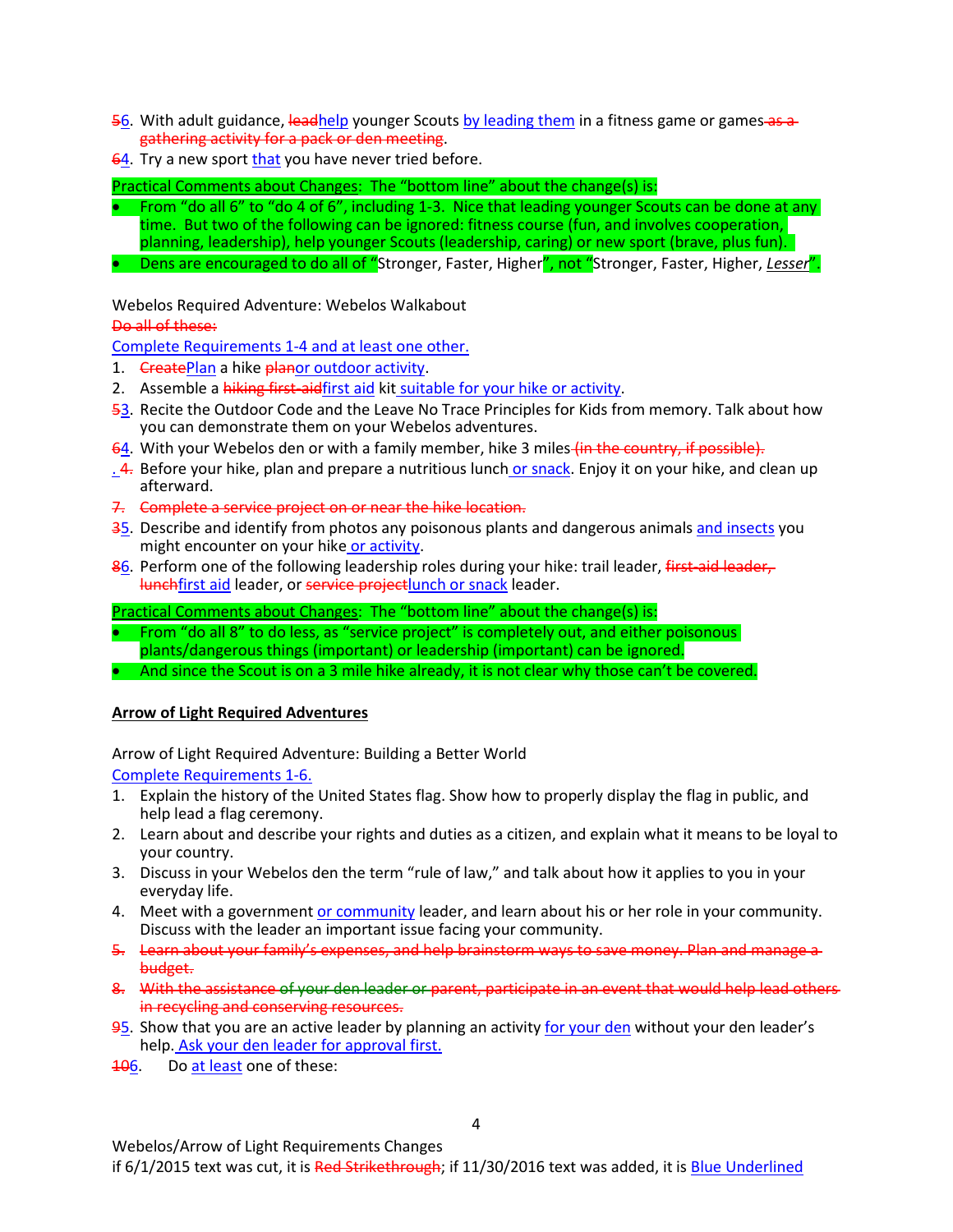~~5~~6. With adult guidance, ~~lead~~help younger Scouts by leading them in a fitness game or games ~~as a gathering activity for a pack or den meeting~~.

~~6~~4. Try a new sport that you have never tried before.

Practical Comments about Changes: The "bottom line" about the change(s) is:

- From "do all 6" to "do 4 of 6", including 1-3. Nice that leading younger Scouts can be done at any time. But two of the following can be ignored: fitness course (fun, and involves cooperation, planning, leadership), help younger Scouts (leadership, caring) or new sport (brave, plus fun).
- Dens are encouraged to do all of "Stronger, Faster, Higher", not "Stronger, Faster, Higher, *Lesser*".

Webelos Required Adventure: Webelos Walkabout

~~Do all of these:~~

Complete Requirements 1-4 and at least one other.

1. ~~Create~~Plan a hike ~~plan~~or outdoor activity.
2. Assemble a ~~hiking first-aid~~first aid kit suitable for your hike or activity.

~~5~~3. Recite the Outdoor Code and the Leave No Trace Principles for Kids from memory. Talk about how you can demonstrate them on your Webelos adventures.

~~6~~4. With your Webelos den or with a family member, hike 3 miles ~~(in the country, if possible).~~

. ~~4.~~ Before your hike, plan and prepare a nutritious lunch or snack. Enjoy it on your hike, and clean up afterward.

~~7. Complete a service project on or near the hike location.~~

~~3~~5. Describe and identify from photos any poisonous plants and dangerous animals and insects you might encounter on your hike or activity.

~~8~~6. Perform one of the following leadership roles during your hike: trail leader, ~~first-aid leader, lunch~~first aid leader, or ~~service project~~lunch or snack leader.

Practical Comments about Changes: The "bottom line" about the change(s) is:

- From "do all 8" to do less, as "service project" is completely out, and either poisonous plants/dangerous things (important) or leadership (important) can be ignored.
- And since the Scout is on a 3 mile hike already, it is not clear why those can't be covered.

**Arrow of Light Required Adventures**

Arrow of Light Required Adventure: Building a Better World

Complete Requirements 1-6.

1. Explain the history of the United States flag. Show how to properly display the flag in public, and help lead a flag ceremony.
2. Learn about and describe your rights and duties as a citizen, and explain what it means to be loyal to your country.
3. Discuss in your Webelos den the term "rule of law," and talk about how it applies to you in your everyday life.
4. Meet with a government or community leader, and learn about his or her role in your community. Discuss with the leader an important issue facing your community.

~~5. Learn about your family's expenses, and help brainstorm ways to save money. Plan and manage a budget.~~

~~8. With the assistance of your den leader or parent, participate in an event that would help lead others in recycling and conserving resources.~~

~~9~~5. Show that you are an active leader by planning an activity for your den without your den leader's help. Ask your den leader for approval first.

~~10~~6. Do at least one of these:

Webelos/Arrow of Light Requirements Changes
if 6/1/2015 text was cut, it is ~~Red Strikethrough~~; if 11/30/2016 text was added, it is Blue Underlined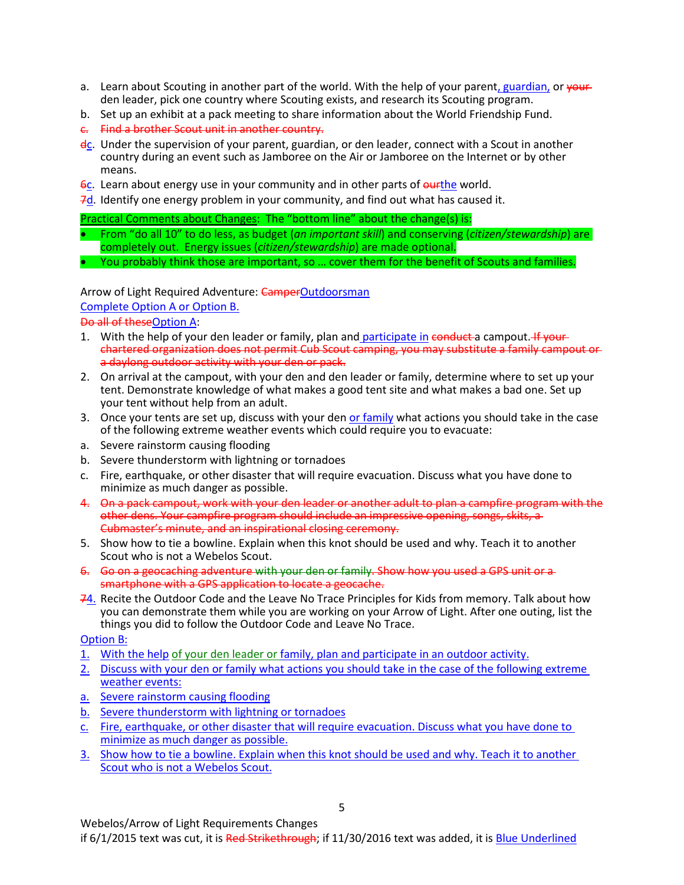a. Learn about Scouting in another part of the world. With the help of your parent, guardian, or ~~your~~ den leader, pick one country where Scouting exists, and research its Scouting program.

b. Set up an exhibit at a pack meeting to share information about the World Friendship Fund.

~~c. Find a brother Scout unit in another country.~~

~~d~~c. Under the supervision of your parent, guardian, or den leader, connect with a Scout in another country during an event such as Jamboree on the Air or Jamboree on the Internet or by other means.

~~6~~c. Learn about energy use in your community and in other parts of ~~our~~the world.

~~7~~d. Identify one energy problem in your community, and find out what has caused it.

Practical Comments about Changes: The "bottom line" about the change(s) is:

- From "do all 10" to do less, as budget (*an important skill*) and conserving (*citizen/stewardship*) are completely out. Energy issues (*citizen/stewardship*) are made optional.
- You probably think those are important, so … cover them for the benefit of Scouts and families.

Arrow of Light Required Adventure: ~~Camper~~Outdoorsman

Complete Option A or Option B.

~~Do all of these~~Option A:

1. With the help of your den leader or family, plan and participate in ~~conduct~~ a campout. ~~If your chartered organization does not permit Cub Scout camping, you may substitute a family campout or a daylong outdoor activity with your den or pack.~~
2. On arrival at the campout, with your den and den leader or family, determine where to set up your tent. Demonstrate knowledge of what makes a good tent site and what makes a bad one. Set up your tent without help from an adult.
3. Once your tents are set up, discuss with your den or family what actions you should take in the case of the following extreme weather events which could require you to evacuate:

a. Severe rainstorm causing flooding

b. Severe thunderstorm with lightning or tornadoes

c. Fire, earthquake, or other disaster that will require evacuation. Discuss what you have done to minimize as much danger as possible.

~~4. On a pack campout, work with your den leader or another adult to plan a campfire program with the other dens. Your campfire program should include an impressive opening, songs, skits, a Cubmaster's minute, and an inspirational closing ceremony.~~

5. Show how to tie a bowline. Explain when this knot should be used and why. Teach it to another Scout who is not a Webelos Scout.

~~6. Go on a geocaching adventure with your den or family. Show how you used a GPS unit or a smartphone with a GPS application to locate a geocache.~~

~~7~~4. Recite the Outdoor Code and the Leave No Trace Principles for Kids from memory. Talk about how you can demonstrate them while you are working on your Arrow of Light. After one outing, list the things you did to follow the Outdoor Code and Leave No Trace.

Option B:

1. With the help of your den leader or family, plan and participate in an outdoor activity.
2. Discuss with your den or family what actions you should take in the case of the following extreme weather events:

a. Severe rainstorm causing flooding

b. Severe thunderstorm with lightning or tornadoes

c. Fire, earthquake, or other disaster that will require evacuation. Discuss what you have done to minimize as much danger as possible.

3. Show how to tie a bowline. Explain when this knot should be used and why. Teach it to another Scout who is not a Webelos Scout.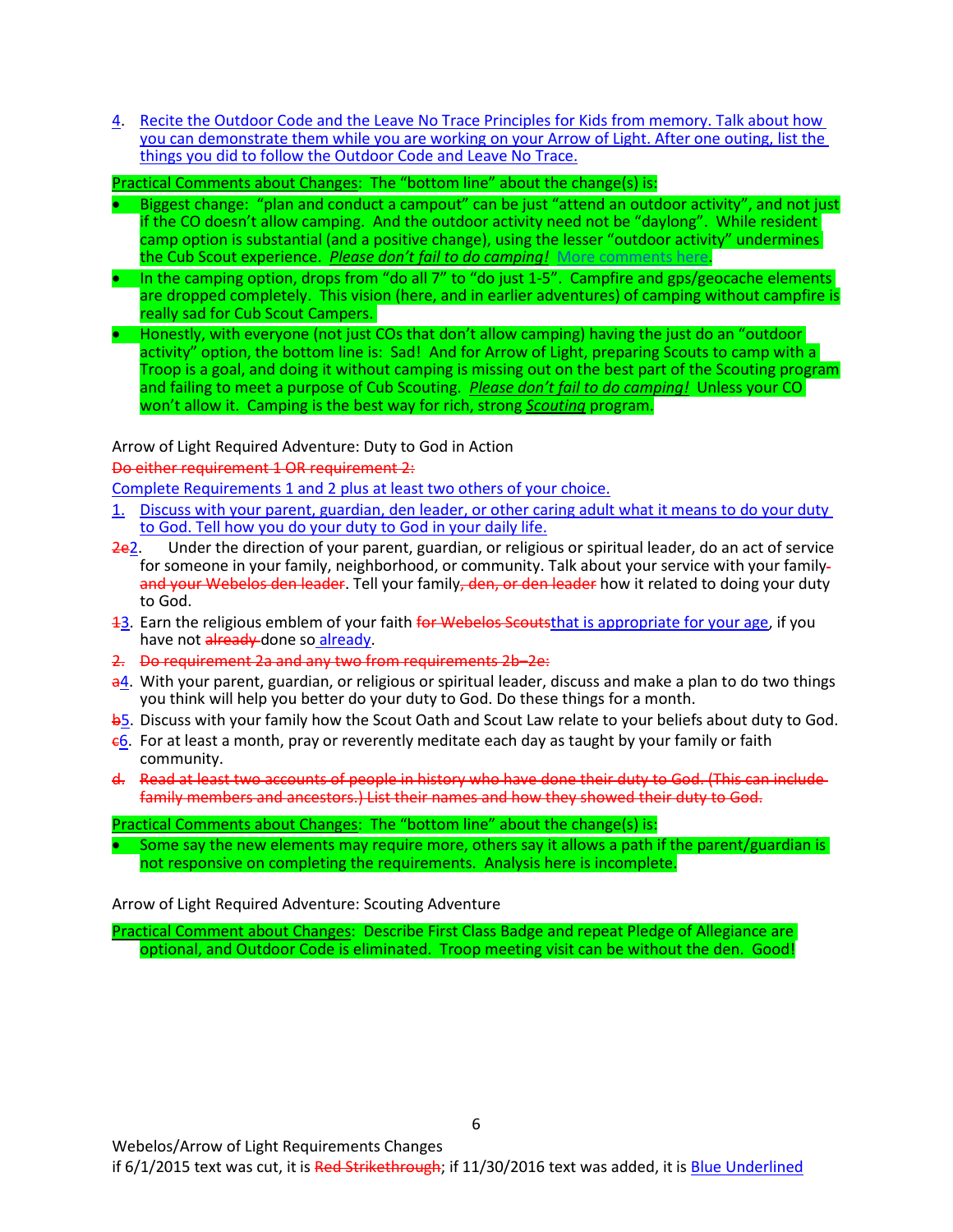4. Recite the Outdoor Code and the Leave No Trace Principles for Kids from memory. Talk about how you can demonstrate them while you are working on your Arrow of Light. After one outing, list the things you did to follow the Outdoor Code and Leave No Trace.

Practical Comments about Changes: The "bottom line" about the change(s) is:

- Biggest change: "plan and conduct a campout" can be just "attend an outdoor activity", and not just if the CO doesn't allow camping. And the outdoor activity need not be "daylong". While resident camp option is substantial (and a positive change), using the lesser "outdoor activity" undermines the Cub Scout experience. *Please don't fail to do camping!* More comments here.
- In the camping option, drops from "do all 7" to "do just 1-5". Campfire and gps/geocache elements are dropped completely. This vision (here, and in earlier adventures) of camping without campfire is really sad for Cub Scout Campers.
- Honestly, with everyone (not just COs that don't allow camping) having the just do an "outdoor activity" option, the bottom line is: Sad! And for Arrow of Light, preparing Scouts to camp with a Troop is a goal, and doing it without camping is missing out on the best part of the Scouting program and failing to meet a purpose of Cub Scouting. *Please don't fail to do camping!* Unless your CO won't allow it. Camping is the best way for rich, strong *Scouting* program.

Arrow of Light Required Adventure: Duty to God in Action

~~Do either requirement 1 OR requirement 2:~~

Complete Requirements 1 and 2 plus at least two others of your choice.

1. Discuss with your parent, guardian, den leader, or other caring adult what it means to do your duty to God. Tell how you do your duty to God in your daily life.

~~2e~~2. Under the direction of your parent, guardian, or religious or spiritual leader, do an act of service for someone in your family, neighborhood, or community. Talk about your service with your family ~~and your Webelos den leader~~. Tell your family~~, den, or den leader~~ how it related to doing your duty to God.

~~1~~3. Earn the religious emblem of your faith ~~for Webelos Scouts~~that is appropriate for your age, if you have not ~~already~~ done so already.

~~2. Do requirement 2a and any two from requirements 2b–2e:~~

~~a~~4. With your parent, guardian, or religious or spiritual leader, discuss and make a plan to do two things you think will help you better do your duty to God. Do these things for a month.

~~b~~5. Discuss with your family how the Scout Oath and Scout Law relate to your beliefs about duty to God.

~~c~~6. For at least a month, pray or reverently meditate each day as taught by your family or faith community.

~~d. Read at least two accounts of people in history who have done their duty to God. (This can include family members and ancestors.) List their names and how they showed their duty to God.~~

Practical Comments about Changes: The "bottom line" about the change(s) is:

- Some say the new elements may require more, others say it allows a path if the parent/guardian is not responsive on completing the requirements. Analysis here is incomplete.

Arrow of Light Required Adventure: Scouting Adventure

Practical Comment about Changes: Describe First Class Badge and repeat Pledge of Allegiance are optional, and Outdoor Code is eliminated. Troop meeting visit can be without the den. Good!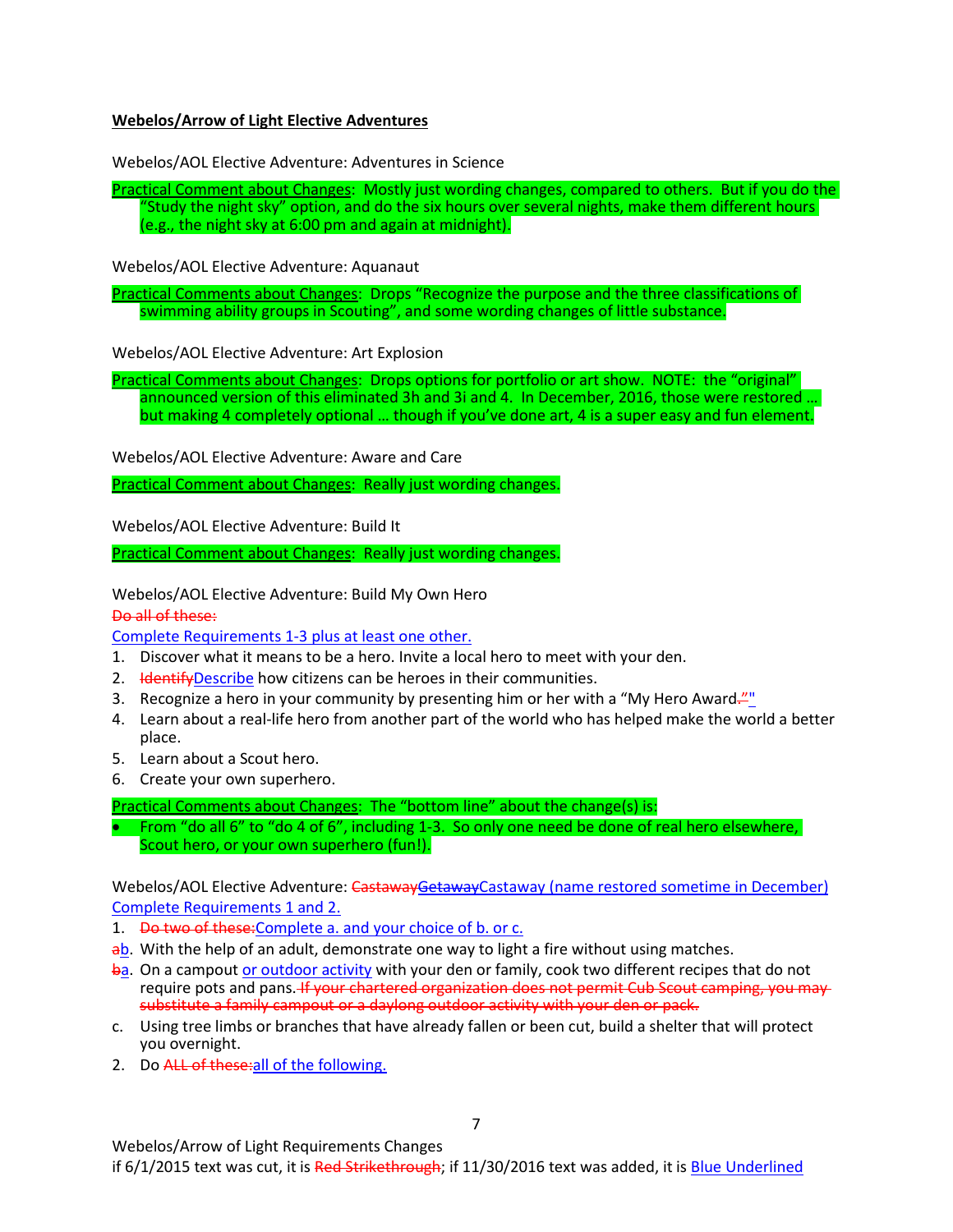**Webelos/Arrow of Light Elective Adventures**

Webelos/AOL Elective Adventure: Adventures in Science

Practical Comment about Changes: Mostly just wording changes, compared to others. But if you do the "Study the night sky" option, and do the six hours over several nights, make them different hours (e.g., the night sky at 6:00 pm and again at midnight).

Webelos/AOL Elective Adventure: Aquanaut

Practical Comments about Changes: Drops "Recognize the purpose and the three classifications of swimming ability groups in Scouting", and some wording changes of little substance.

Webelos/AOL Elective Adventure: Art Explosion

Practical Comments about Changes: Drops options for portfolio or art show. NOTE: the "original" announced version of this eliminated 3h and 3i and 4. In December, 2016, those were restored … but making 4 completely optional … though if you've done art, 4 is a super easy and fun element.

Webelos/AOL Elective Adventure: Aware and Care

Practical Comment about Changes: Really just wording changes.

Webelos/AOL Elective Adventure: Build It

Practical Comment about Changes: Really just wording changes.

Webelos/AOL Elective Adventure: Build My Own Hero

~~Do all of these:~~

Complete Requirements 1-3 plus at least one other.

1. Discover what it means to be a hero. Invite a local hero to meet with your den.
2. ~~Identify~~Describe how citizens can be heroes in their communities.
3. Recognize a hero in your community by presenting him or her with a "My Hero Award~~."~~"
4. Learn about a real-life hero from another part of the world who has helped make the world a better place.
5. Learn about a Scout hero.
6. Create your own superhero.

Practical Comments about Changes: The "bottom line" about the change(s) is:

- From "do all 6" to "do 4 of 6", including 1-3. So only one need be done of real hero elsewhere, Scout hero, or your own superhero (fun!).

Webelos/AOL Elective Adventure: ~~Castaway~~~~Getaway~~Castaway (name restored sometime in December)

Complete Requirements 1 and 2.

1. ~~Do two of these:~~Complete a. and your choice of b. or c.

~~a~~b. With the help of an adult, demonstrate one way to light a fire without using matches.

~~b~~a. On a campout or outdoor activity with your den or family, cook two different recipes that do not require pots and pans. ~~If your chartered organization does not permit Cub Scout camping, you may substitute a family campout or a daylong outdoor activity with your den or pack.~~

c. Using tree limbs or branches that have already fallen or been cut, build a shelter that will protect you overnight.

2. Do ~~ALL of these:~~all of the following.

Webelos/Arrow of Light Requirements Changes
if 6/1/2015 text was cut, it is ~~Red Strikethrough~~; if 11/30/2016 text was added, it is Blue Underlined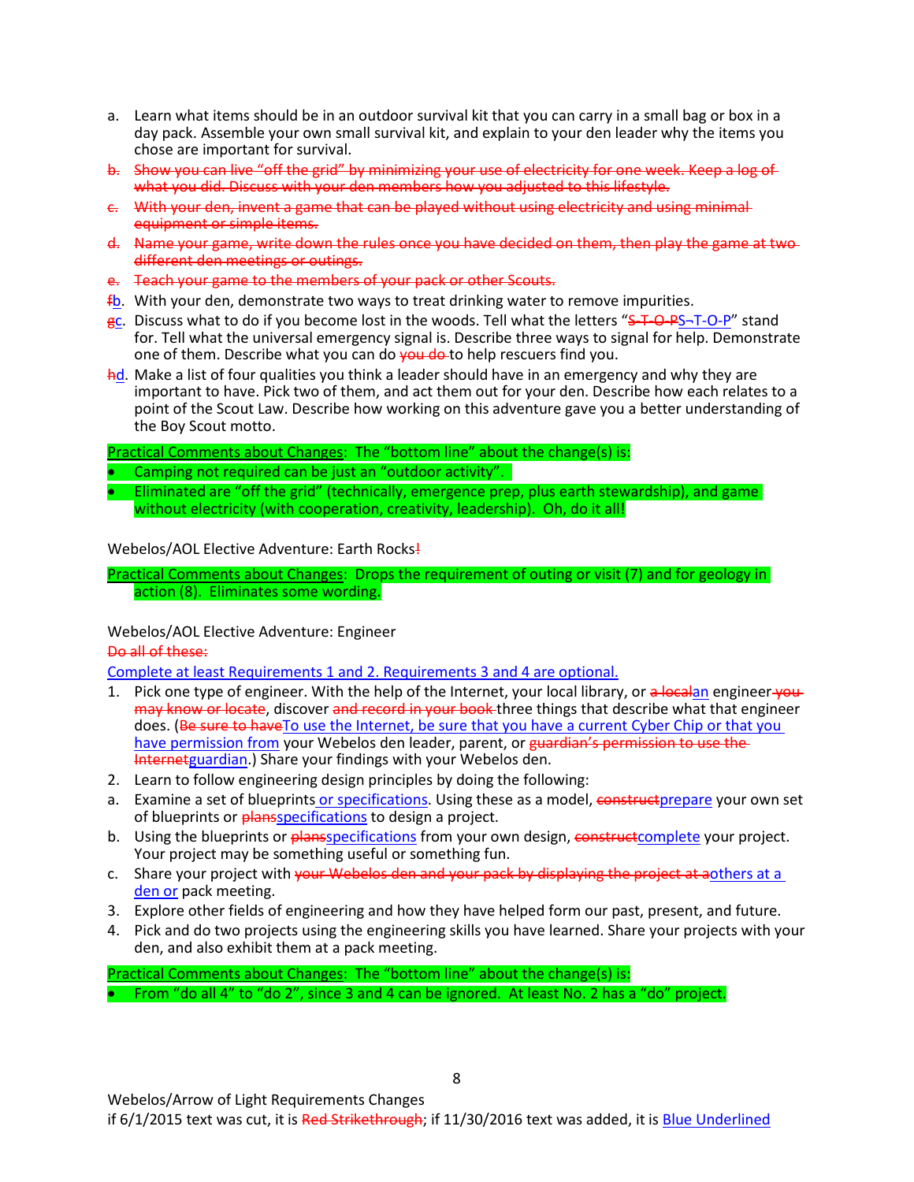a. Learn what items should be in an outdoor survival kit that you can carry in a small bag or box in a day pack. Assemble your own small survival kit, and explain to your den leader why the items you chose are important for survival.

~~b. Show you can live "off the grid" by minimizing your use of electricity for one week. Keep a log of what you did. Discuss with your den members how you adjusted to this lifestyle.~~

~~c. With your den, invent a game that can be played without using electricity and using minimal equipment or simple items.~~

~~d. Name your game, write down the rules once you have decided on them, then play the game at two different den meetings or outings.~~

~~e. Teach your game to the members of your pack or other Scouts.~~

~~f~~<u>b</u>. With your den, demonstrate two ways to treat drinking water to remove impurities.

~~g~~<u>c</u>. Discuss what to do if you become lost in the woods. Tell what the letters "~~S-T-O-P~~<u>S¬T-O-P</u>" stand for. Tell what the universal emergency signal is. Describe three ways to signal for help. Demonstrate one of them. Describe what you can do ~~you do~~ to help rescuers find you.

~~h~~<u>d</u>. Make a list of four qualities you think a leader should have in an emergency and why they are important to have. Pick two of them, and act them out for your den. Describe how each relates to a point of the Scout Law. Describe how working on this adventure gave you a better understanding of the Boy Scout motto.

<u>Practical Comments about Changes</u>: The "bottom line" about the change(s) is:

- Camping not required can be just an "outdoor activity".
- Eliminated are "off the grid" (technically, emergence prep, plus earth stewardship), and game without electricity (with cooperation, creativity, leadership). Oh, do it all!

Webelos/AOL Elective Adventure: Earth Rocks~~!~~

<u>Practical Comments about Changes</u>: Drops the requirement of outing or visit (7) and for geology in action (8). Eliminates some wording.

Webelos/AOL Elective Adventure: Engineer

~~Do all of these:~~

<u>Complete at least Requirements 1 and 2. Requirements 3 and 4 are optional.</u>

1. Pick one type of engineer. With the help of the Internet, your local library, or ~~a local~~<u>an</u> engineer ~~you may know or locate~~, discover ~~and record in your book~~ three things that describe what that engineer does. (~~Be sure to have~~<u>To use the Internet, be sure that you have a current Cyber Chip or that you have permission from</u> your Webelos den leader, parent, or ~~guardian's permission to use the Internet~~<u>guardian</u>.) Share your findings with your Webelos den.
2. Learn to follow engineering design principles by doing the following:

a. Examine a set of blueprints<u> or specifications</u>. Using these as a model, ~~construct~~<u>prepare</u> your own set of blueprints or ~~plans~~<u>specifications</u> to design a project.

b. Using the blueprints or ~~plans~~<u>specifications</u> from your own design, ~~construct~~<u>complete</u> your project. Your project may be something useful or something fun.

c. Share your project with ~~your Webelos den and your pack by displaying the project at a~~<u>others at a den or</u> pack meeting.

3. Explore other fields of engineering and how they have helped form our past, present, and future.
4. Pick and do two projects using the engineering skills you have learned. Share your projects with your den, and also exhibit them at a pack meeting.

<u>Practical Comments about Changes</u>: The "bottom line" about the change(s) is:

- From "do all 4" to "do 2", since 3 and 4 can be ignored. At least No. 2 has a "do" project.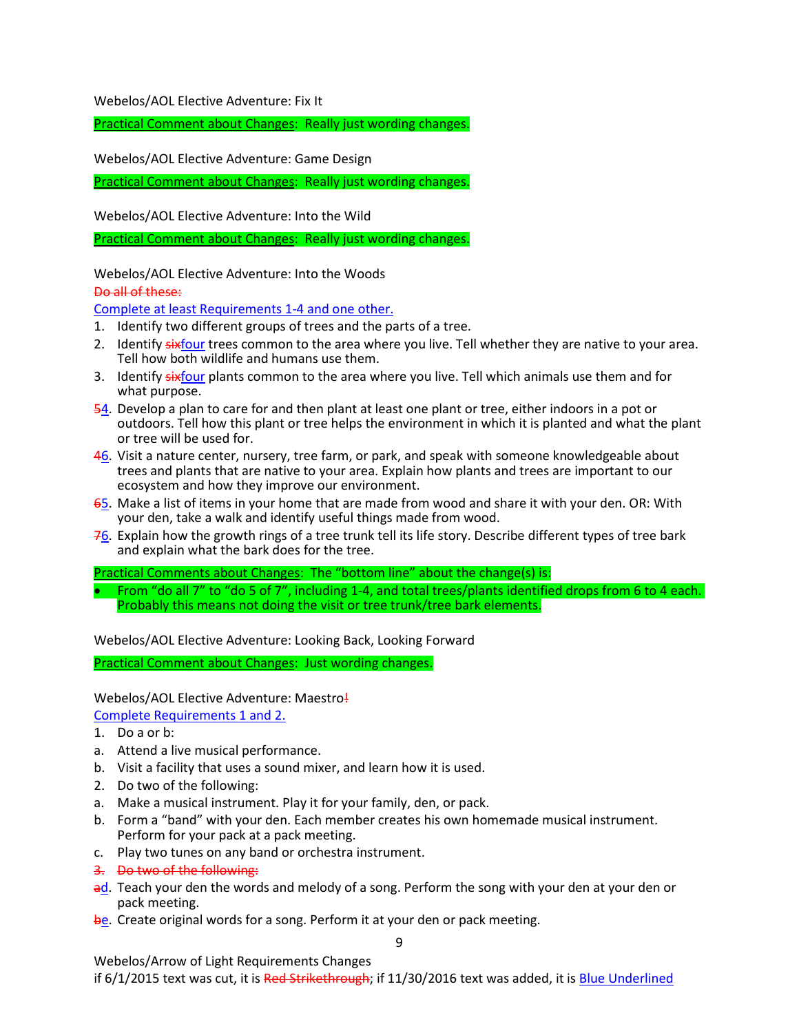Webelos/AOL Elective Adventure: Fix It

Practical Comment about Changes: Really just wording changes.

Webelos/AOL Elective Adventure: Game Design

Practical Comment about Changes: Really just wording changes.

Webelos/AOL Elective Adventure: Into the Wild

Practical Comment about Changes: Really just wording changes.

Webelos/AOL Elective Adventure: Into the Woods

~~Do all of these:~~

<u>Complete at least Requirements 1-4 and one other.</u>

1. Identify two different groups of trees and the parts of a tree.
2. Identify ~~six~~<u>four</u> trees common to the area where you live. Tell whether they are native to your area. Tell how both wildlife and humans use them.
3. Identify ~~six~~<u>four</u> plants common to the area where you live. Tell which animals use them and for what purpose.

~~5~~<u>4</u>. Develop a plan to care for and then plant at least one plant or tree, either indoors in a pot or outdoors. Tell how this plant or tree helps the environment in which it is planted and what the plant or tree will be used for.

~~4~~<u>6</u>. Visit a nature center, nursery, tree farm, or park, and speak with someone knowledgeable about trees and plants that are native to your area. Explain how plants and trees are important to our ecosystem and how they improve our environment.

~~6~~<u>5</u>. Make a list of items in your home that are made from wood and share it with your den. OR: With your den, take a walk and identify useful things made from wood.

~~7~~<u>6</u>. Explain how the growth rings of a tree trunk tell its life story. Describe different types of tree bark and explain what the bark does for the tree.

Practical Comments about Changes: The “bottom line” about the change(s) is:

- From “do all 7” to “do 5 of 7”, including 1-4, and total trees/plants identified drops from 6 to 4 each. Probably this means not doing the visit or tree trunk/tree bark elements.

Webelos/AOL Elective Adventure: Looking Back, Looking Forward

Practical Comment about Changes: Just wording changes.

Webelos/AOL Elective Adventure: Maestro~~!~~

<u>Complete Requirements 1 and 2.</u>

1. Do a or b:

a. Attend a live musical performance.

b. Visit a facility that uses a sound mixer, and learn how it is used.

2. Do two of the following:

a. Make a musical instrument. Play it for your family, den, or pack.

b. Form a “band” with your den. Each member creates his own homemade musical instrument. Perform for your pack at a pack meeting.

c. Play two tunes on any band or orchestra instrument.

~~3. Do two of the following:~~

~~a~~<u>d</u>. Teach your den the words and melody of a song. Perform the song with your den at your den or pack meeting.

~~b~~<u>e</u>. Create original words for a song. Perform it at your den or pack meeting.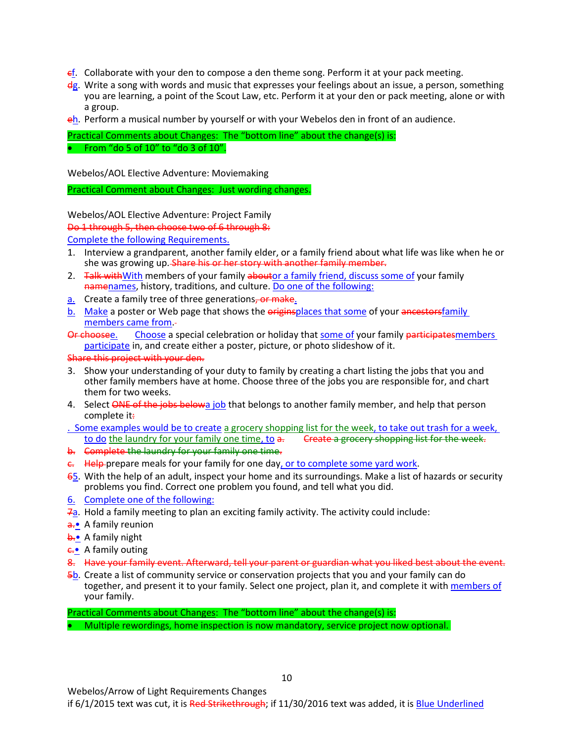~~e~~f. Collaborate with your den to compose a den theme song. Perform it at your pack meeting.

~~d~~g. Write a song with words and music that expresses your feelings about an issue, a person, something you are learning, a point of the Scout Law, etc. Perform it at your den or pack meeting, alone or with a group.

~~e~~h. Perform a musical number by yourself or with your Webelos den in front of an audience.

Practical Comments about Changes: The "bottom line" about the change(s) is:

- From "do 5 of 10" to "do 3 of 10".

Webelos/AOL Elective Adventure: Moviemaking

Practical Comment about Changes: Just wording changes.

Webelos/AOL Elective Adventure: Project Family

~~Do 1 through 5, then choose two of 6 through 8:~~

Complete the following Requirements.

1. Interview a grandparent, another family elder, or a family friend about what life was like when he or she was growing up. ~~Share his or her story with another family member.~~
2. ~~Talk with~~With members of your family ~~about~~or a family friend, discuss some of your family ~~name~~names, history, traditions, and culture. Do one of the following:

a. Create a family tree of three generations~~, or make~~.

b. Make a poster or Web page that shows the ~~origins~~places that some of your ~~ancestors~~family members came from.~~ ~~

~~Or choose~~c. Choose a special celebration or holiday that some of your family ~~participates~~members participate in, and create either a poster, picture, or photo slideshow of it.

~~Share this project with your den.~~

3. Show your understanding of your duty to family by creating a chart listing the jobs that you and other family members have at home. Choose three of the jobs you are responsible for, and chart them for two weeks.
4. Select ~~ONE of the jobs below~~a job that belongs to another family member, and help that person complete it~~:~~

. Some examples would be to create a grocery shopping list for the week, to take out trash for a week, to do the laundry for your family one time, to ~~a. Create a grocery shopping list for the week.~~

~~b. Complete the laundry for your family one time.~~

~~c. Help~~ prepare meals for your family for one day, or to complete some yard work.

~~6~~5. With the help of an adult, inspect your home and its surroundings. Make a list of hazards or security problems you find. Correct one problem you found, and tell what you did.

6. Complete one of the following:

~~7~~a. Hold a family meeting to plan an exciting family activity. The activity could include:

~~a.~~ • A family reunion

~~b.~~ • A family night

~~c.~~ • A family outing

~~8. Have your family event. Afterward, tell your parent or guardian what you liked best about the event.~~

~~5~~b. Create a list of community service or conservation projects that you and your family can do together, and present it to your family. Select one project, plan it, and complete it with members of your family.

Practical Comments about Changes: The "bottom line" about the change(s) is:

- Multiple rewordings, home inspection is now mandatory, service project now optional.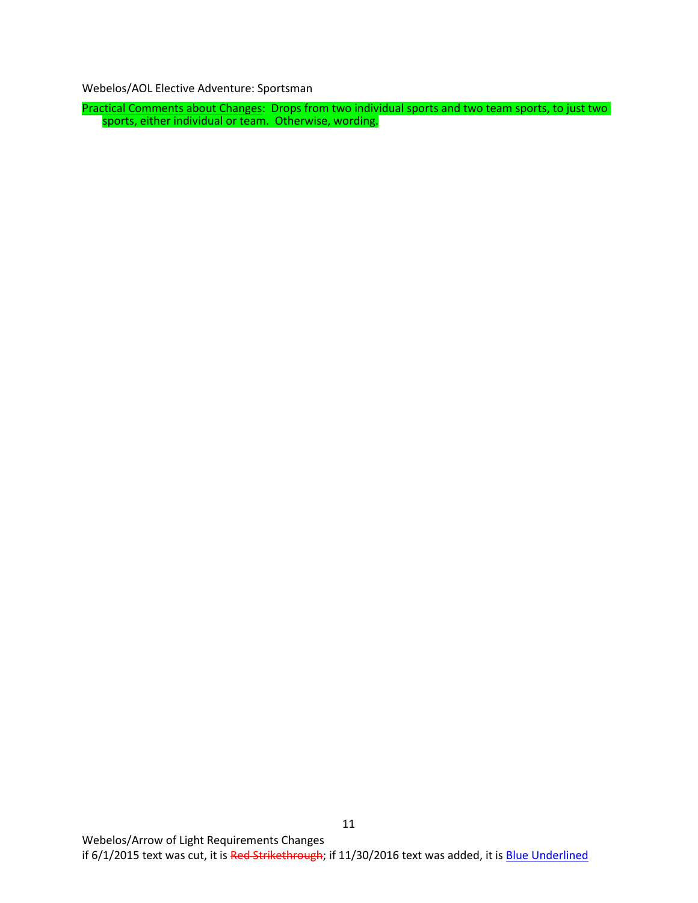Webelos/AOL Elective Adventure: Sportsman

<u>Practical Comments about Changes</u>: Drops from two individual sports and two team sports, to just two sports, either individual or team. Otherwise, wording.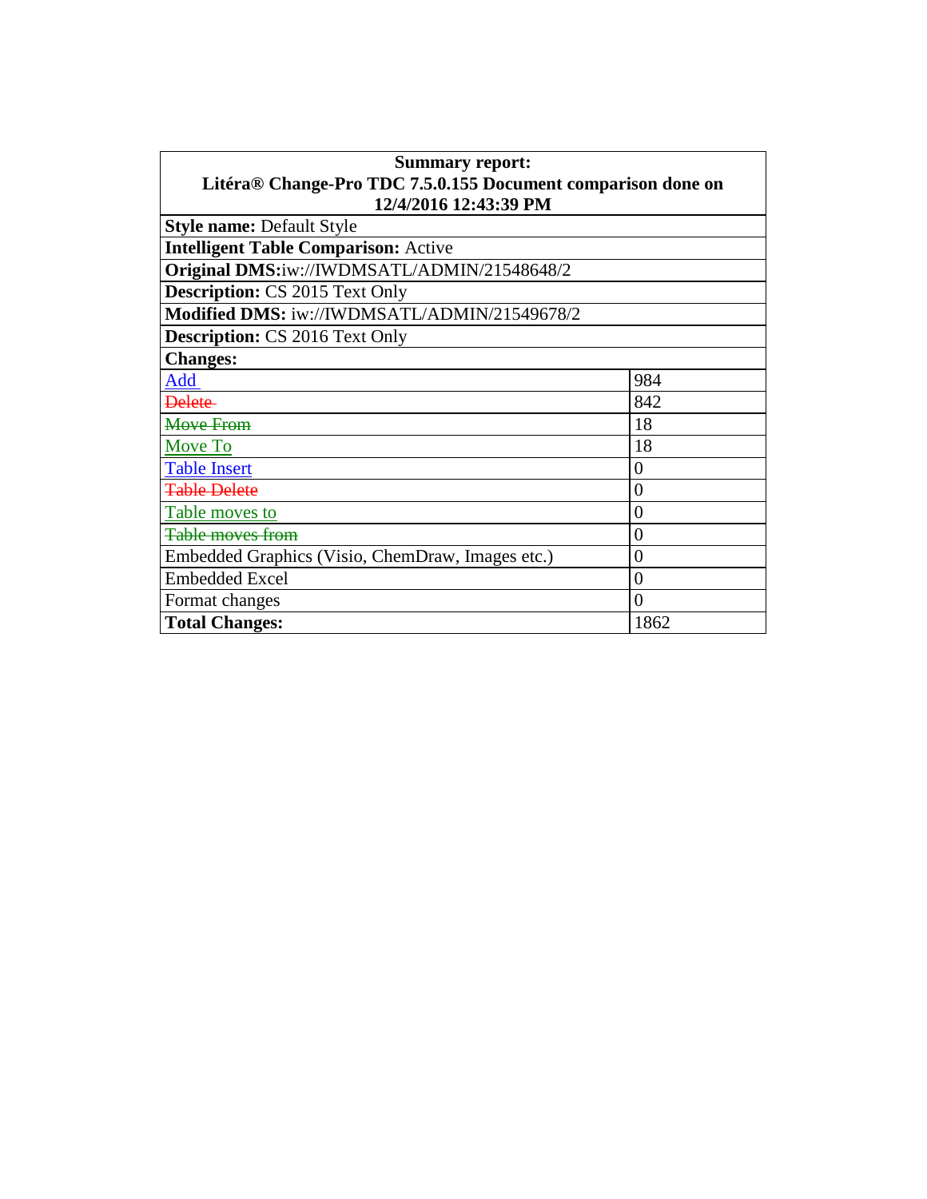| Summary report: Litéra® Change-Pro TDC 7.5.0.155 Document comparison done on 12/4/2016 12:43:39 PM | |
|---|---|
| **Style name:** Default Style | |
| **Intelligent Table Comparison:** Active | |
| **Original DMS:** iw://IWDMSATL/ADMIN/21548648/2 | |
| **Description:** CS 2015 Text Only | |
| **Modified DMS:** iw://IWDMSATL/ADMIN/21549678/2 | |
| **Description:** CS 2016 Text Only | |
| **Changes:** | |
| Add | 984 |
| Delete | 842 |
| Move From | 18 |
| Move To | 18 |
| Table Insert | 0 |
| Table Delete | 0 |
| Table moves to | 0 |
| Table moves from | 0 |
| Embedded Graphics (Visio, ChemDraw, Images etc.) | 0 |
| Embedded Excel | 0 |
| Format changes | 0 |
| **Total Changes:** | 1862 |